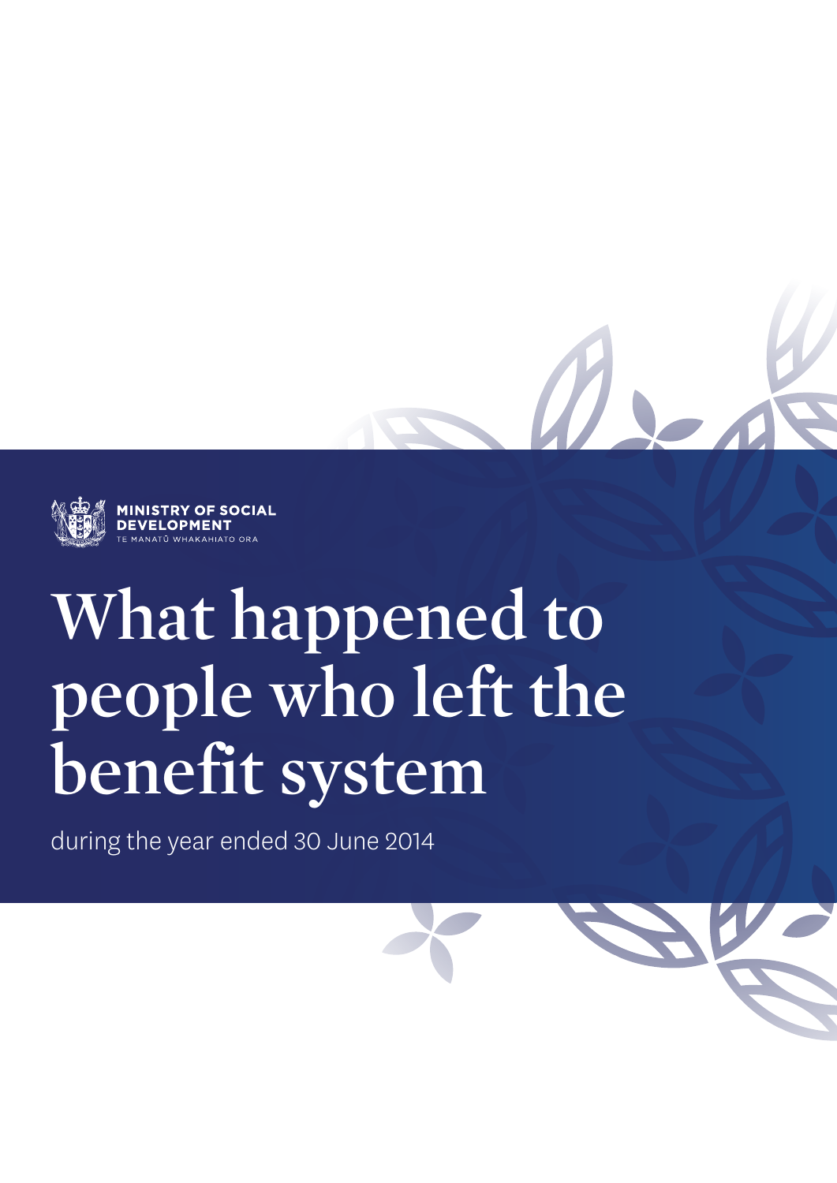MINISTRY OF SOCIAL DEVELOPMENT
TE MANATŪ WHAKAHIATO ORA

# What happened to people who left the benefit system

during the year ended 30 June 2014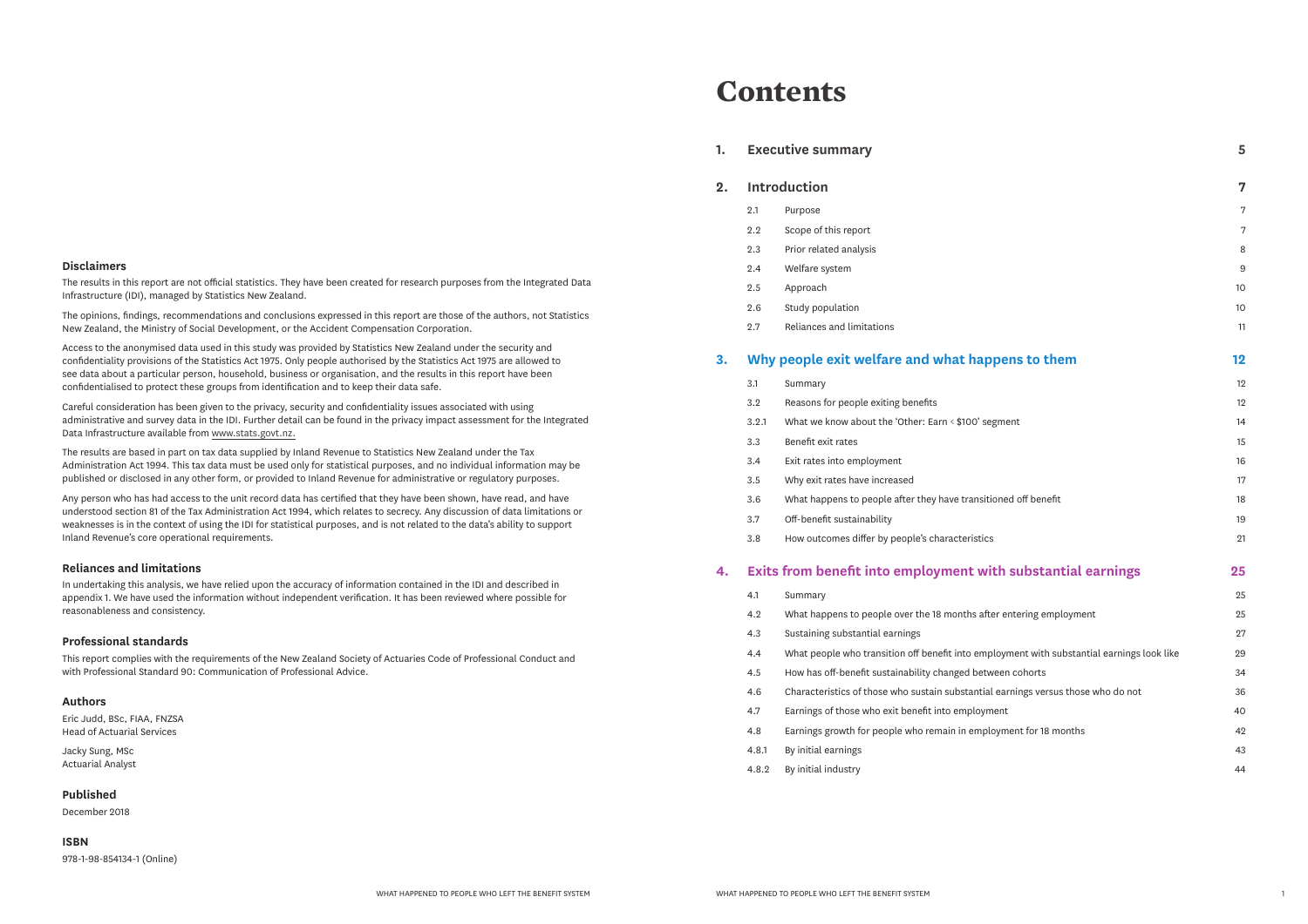## Disclaimers

The results in this report are not official statistics. They have been created for research purposes from the Integrated Data Infrastructure (IDI), managed by Statistics New Zealand.

The opinions, findings, recommendations and conclusions expressed in this report are those of the authors, not Statistics New Zealand, the Ministry of Social Development, or the Accident Compensation Corporation.

Access to the anonymised data used in this study was provided by Statistics New Zealand under the security and confidentiality provisions of the Statistics Act 1975. Only people authorised by the Statistics Act 1975 are allowed to see data about a particular person, household, business or organisation, and the results in this report have been confidentialised to protect these groups from identification and to keep their data safe.

Careful consideration has been given to the privacy, security and confidentiality issues associated with using administrative and survey data in the IDI. Further detail can be found in the privacy impact assessment for the Integrated Data Infrastructure available from www.stats.govt.nz.

The results are based in part on tax data supplied by Inland Revenue to Statistics New Zealand under the Tax Administration Act 1994. This tax data must be used only for statistical purposes, and no individual information may be published or disclosed in any other form, or provided to Inland Revenue for administrative or regulatory purposes.

Any person who has had access to the unit record data has certified that they have been shown, have read, and have understood section 81 of the Tax Administration Act 1994, which relates to secrecy. Any discussion of data limitations or weaknesses is in the context of using the IDI for statistical purposes, and is not related to the data's ability to support Inland Revenue's core operational requirements.

## Reliances and limitations

In undertaking this analysis, we have relied upon the accuracy of information contained in the IDI and described in appendix 1. We have used the information without independent verification. It has been reviewed where possible for reasonableness and consistency.

## Professional standards

This report complies with the requirements of the New Zealand Society of Actuaries Code of Professional Conduct and with Professional Standard 90: Communication of Professional Advice.

## Authors

Eric Judd, BSc, FIAA, FNZSA
Head of Actuarial Services

Jacky Sung, MSc
Actuarial Analyst

## Published

December 2018

## ISBN

978-1-98-854134-1 (Online)

# Contents

| | | |
|---|---|---|
| **1.** | **Executive summary** | **5** |
| **2.** | **Introduction** | **7** |
| 2.1 | Purpose | 7 |
| 2.2 | Scope of this report | 7 |
| 2.3 | Prior related analysis | 8 |
| 2.4 | Welfare system | 9 |
| 2.5 | Approach | 10 |
| 2.6 | Study population | 10 |
| 2.7 | Reliances and limitations | 11 |
| **3.** | **Why people exit welfare and what happens to them** | **12** |
| 3.1 | Summary | 12 |
| 3.2 | Reasons for people exiting benefits | 12 |
| 3.2.1 | What we know about the 'Other: Earn < $100' segment | 14 |
| 3.3 | Benefit exit rates | 15 |
| 3.4 | Exit rates into employment | 16 |
| 3.5 | Why exit rates have increased | 17 |
| 3.6 | What happens to people after they have transitioned off benefit | 18 |
| 3.7 | Off-benefit sustainability | 19 |
| 3.8 | How outcomes differ by people's characteristics | 21 |
| **4.** | **Exits from benefit into employment with substantial earnings** | **25** |
| 4.1 | Summary | 25 |
| 4.2 | What happens to people over the 18 months after entering employment | 25 |
| 4.3 | Sustaining substantial earnings | 27 |
| 4.4 | What people who transition off benefit into employment with substantial earnings look like | 29 |
| 4.5 | How has off-benefit sustainability changed between cohorts | 34 |
| 4.6 | Characteristics of those who sustain substantial earnings versus those who do not | 36 |
| 4.7 | Earnings of those who exit benefit into employment | 40 |
| 4.8 | Earnings growth for people who remain in employment for 18 months | 42 |
| 4.8.1 | By initial earnings | 43 |
| 4.8.2 | By initial industry | 44 |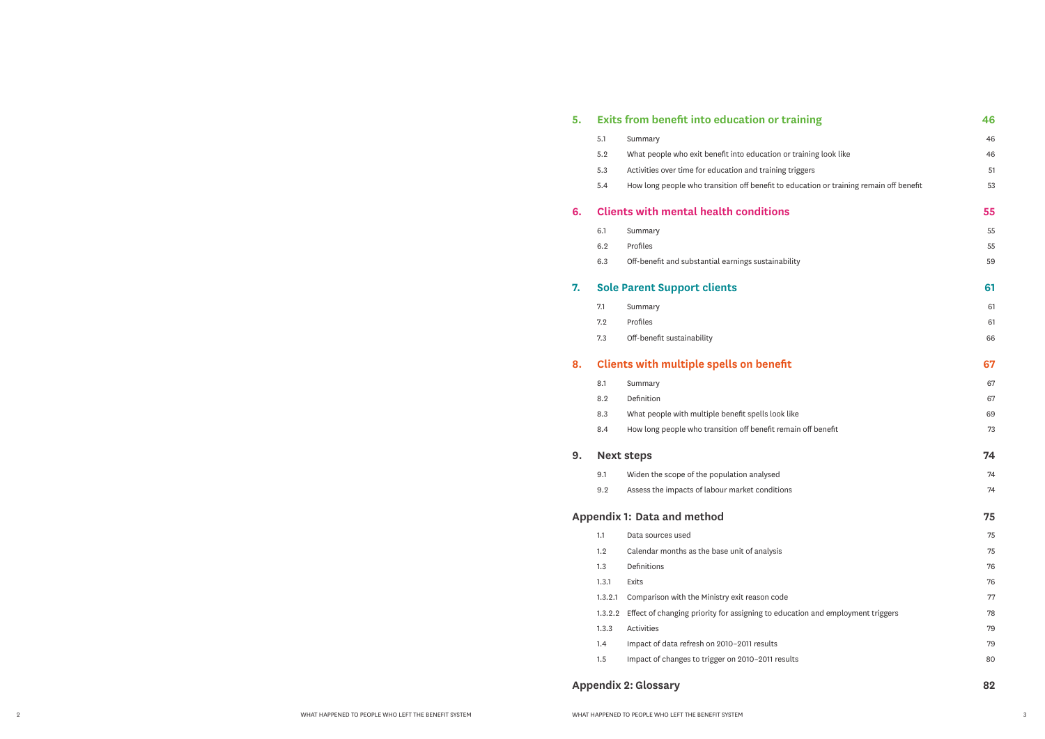| | | |
|---|---|---|
| **5.** | **Exits from benefit into education or training** | **46** |
| 5.1 | Summary | 46 |
| 5.2 | What people who exit benefit into education or training look like | 46 |
| 5.3 | Activities over time for education and training triggers | 51 |
| 5.4 | How long people who transition off benefit to education or training remain off benefit | 53 |
| **6.** | **Clients with mental health conditions** | **55** |
| 6.1 | Summary | 55 |
| 6.2 | Profiles | 55 |
| 6.3 | Off-benefit and substantial earnings sustainability | 59 |
| **7.** | **Sole Parent Support clients** | **61** |
| 7.1 | Summary | 61 |
| 7.2 | Profiles | 61 |
| 7.3 | Off-benefit sustainability | 66 |
| **8.** | **Clients with multiple spells on benefit** | **67** |
| 8.1 | Summary | 67 |
| 8.2 | Definition | 67 |
| 8.3 | What people with multiple benefit spells look like | 69 |
| 8.4 | How long people who transition off benefit remain off benefit | 73 |
| **9.** | **Next steps** | **74** |
| 9.1 | Widen the scope of the population analysed | 74 |
| 9.2 | Assess the impacts of labour market conditions | 74 |
| **Appendix 1:** | **Data and method** | **75** |
| 1.1 | Data sources used | 75 |
| 1.2 | Calendar months as the base unit of analysis | 75 |
| 1.3 | Definitions | 76 |
| 1.3.1 | Exits | 76 |
| 1.3.2.1 | Comparison with the Ministry exit reason code | 77 |
| 1.3.2.2 | Effect of changing priority for assigning to education and employment triggers | 78 |
| 1.3.3 | Activities | 79 |
| 1.4 | Impact of data refresh on 2010–2011 results | 79 |
| 1.5 | Impact of changes to trigger on 2010–2011 results | 80 |
| **Appendix 2:** | **Glossary** | **82** |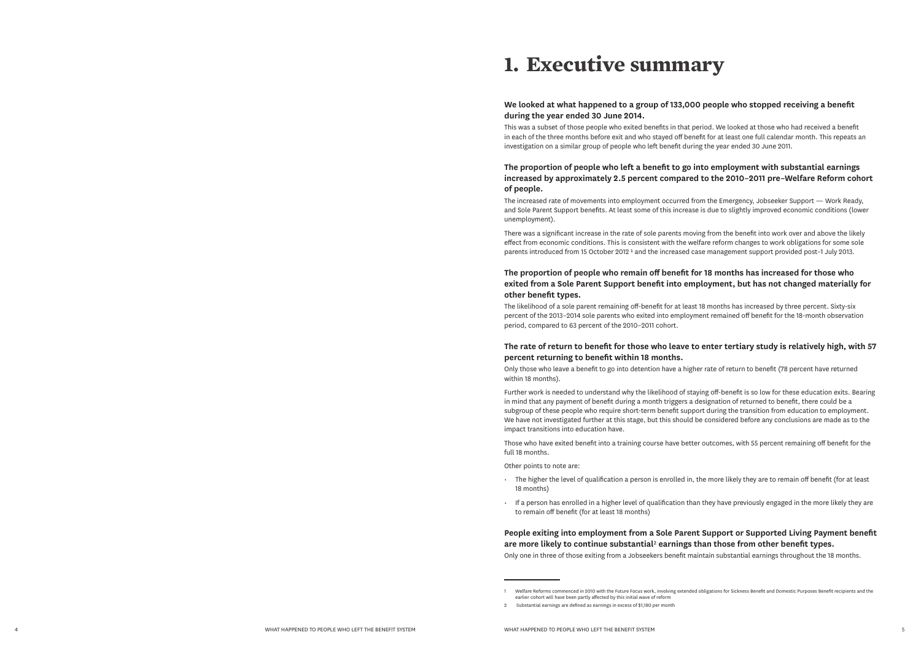# 1. Executive summary

**We looked at what happened to a group of 133,000 people who stopped receiving a benefit during the year ended 30 June 2014.**

This was a subset of those people who exited benefits in that period. We looked at those who had received a benefit in each of the three months before exit and who stayed off benefit for at least one full calendar month. This repeats an investigation on a similar group of people who left benefit during the year ended 30 June 2011.

**The proportion of people who left a benefit to go into employment with substantial earnings increased by approximately 2.5 percent compared to the 2010–2011 pre–Welfare Reform cohort of people.**

The increased rate of movements into employment occurred from the Emergency, Jobseeker Support — Work Ready, and Sole Parent Support benefits. At least some of this increase is due to slightly improved economic conditions (lower unemployment).

There was a significant increase in the rate of sole parents moving from the benefit into work over and above the likely effect from economic conditions. This is consistent with the welfare reform changes to work obligations for some sole parents introduced from 15 October 2012 [1] and the increased case management support provided post–1 July 2013.

**The proportion of people who remain off benefit for 18 months has increased for those who exited from a Sole Parent Support benefit into employment, but has not changed materially for other benefit types.**

The likelihood of a sole parent remaining off-benefit for at least 18 months has increased by three percent. Sixty-six percent of the 2013–2014 sole parents who exited into employment remained off benefit for the 18-month observation period, compared to 63 percent of the 2010–2011 cohort.

**The rate of return to benefit for those who leave to enter tertiary study is relatively high, with 57 percent returning to benefit within 18 months.**

Only those who leave a benefit to go into detention have a higher rate of return to benefit (78 percent have returned within 18 months).

Further work is needed to understand why the likelihood of staying off-benefit is so low for these education exits. Bearing in mind that any payment of benefit during a month triggers a designation of returned to benefit, there could be a subgroup of these people who require short-term benefit support during the transition from education to employment. We have not investigated further at this stage, but this should be considered before any conclusions are made as to the impact transitions into education have.

Those who have exited benefit into a training course have better outcomes, with 55 percent remaining off benefit for the full 18 months.

Other points to note are:

- The higher the level of qualification a person is enrolled in, the more likely they are to remain off benefit (for at least 18 months)
- If a person has enrolled in a higher level of qualification than they have previously engaged in the more likely they are to remain off benefit (for at least 18 months)

**People exiting into employment from a Sole Parent Support or Supported Living Payment benefit are more likely to continue substantial[2] earnings than those from other benefit types.**

Only one in three of those exiting from a Jobseekers benefit maintain substantial earnings throughout the 18 months.

1 Welfare Reforms commenced in 2010 with the Future Focus work, involving extended obligations for Sickness Benefit and Domestic Purposes Benefit recipients and the earlier cohort will have been partly affected by this initial wave of reform

2 Substantial earnings are defined as earnings in excess of $1,180 per month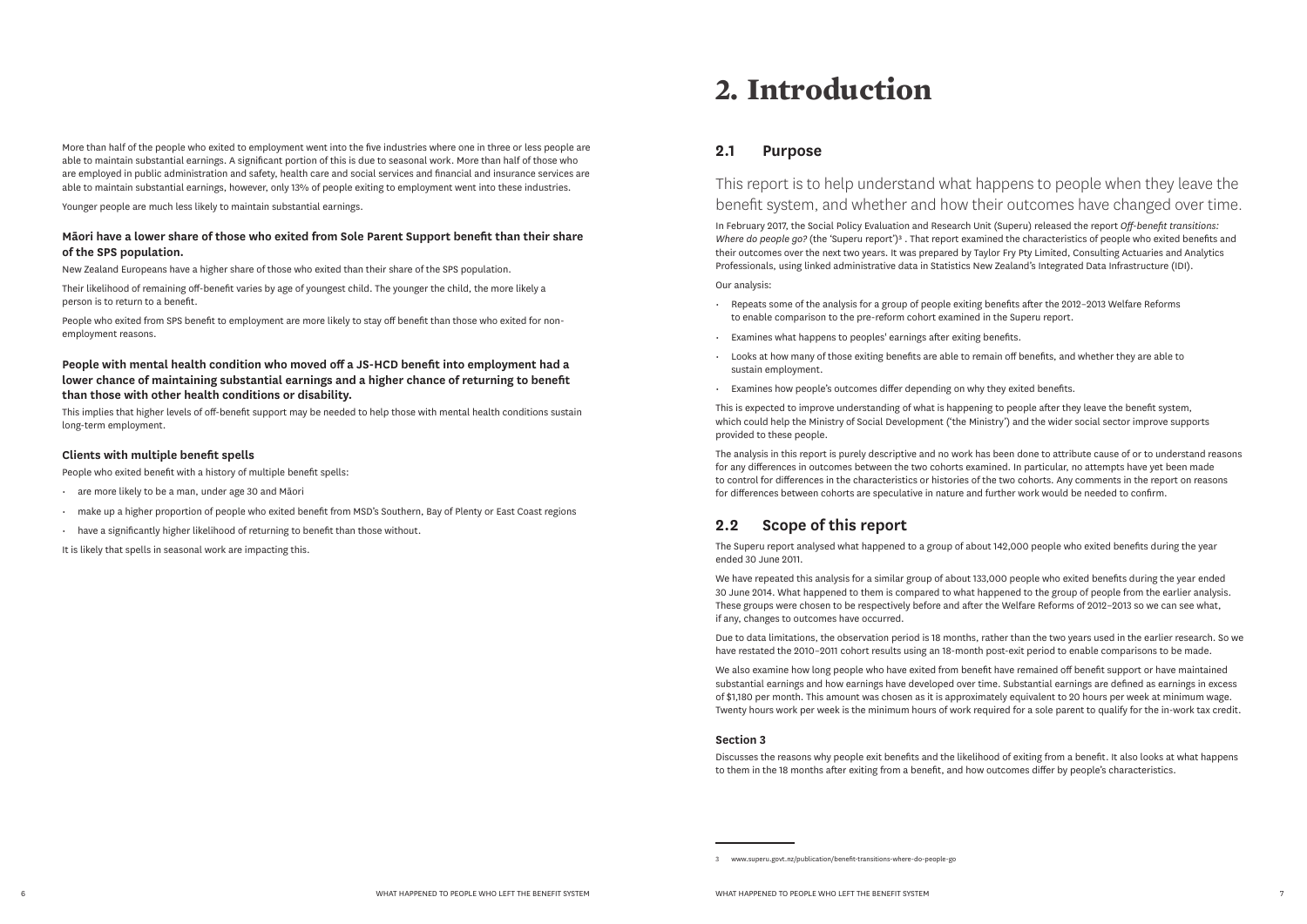More than half of the people who exited to employment went into the five industries where one in three or less people are able to maintain substantial earnings. A significant portion of this is due to seasonal work. More than half of those who are employed in public administration and safety, health care and social services and financial and insurance services are able to maintain substantial earnings, however, only 13% of people exiting to employment went into these industries.

Younger people are much less likely to maintain substantial earnings.

### Māori have a lower share of those who exited from Sole Parent Support benefit than their share of the SPS population.

New Zealand Europeans have a higher share of those who exited than their share of the SPS population.

Their likelihood of remaining off-benefit varies by age of youngest child. The younger the child, the more likely a person is to return to a benefit.

People who exited from SPS benefit to employment are more likely to stay off benefit than those who exited for non-employment reasons.

### People with mental health condition who moved off a JS-HCD benefit into employment had a lower chance of maintaining substantial earnings and a higher chance of returning to benefit than those with other health conditions or disability.

This implies that higher levels of off-benefit support may be needed to help those with mental health conditions sustain long-term employment.

### Clients with multiple benefit spells

People who exited benefit with a history of multiple benefit spells:

- are more likely to be a man, under age 30 and Māori
- make up a higher proportion of people who exited benefit from MSD's Southern, Bay of Plenty or East Coast regions
- have a significantly higher likelihood of returning to benefit than those without.

It is likely that spells in seasonal work are impacting this.

# 2. Introduction

## 2.1 Purpose

This report is to help understand what happens to people when they leave the benefit system, and whether and how their outcomes have changed over time.

In February 2017, the Social Policy Evaluation and Research Unit (Superu) released the report *Off-benefit transitions: Where do people go?* (the 'Superu report')[3]. That report examined the characteristics of people who exited benefits and their outcomes over the next two years. It was prepared by Taylor Fry Pty Limited, Consulting Actuaries and Analytics Professionals, using linked administrative data in Statistics New Zealand's Integrated Data Infrastructure (IDI).

Our analysis:

- Repeats some of the analysis for a group of people exiting benefits after the 2012–2013 Welfare Reforms to enable comparison to the pre-reform cohort examined in the Superu report.
- Examines what happens to peoples' earnings after exiting benefits.
- Looks at how many of those exiting benefits are able to remain off benefits, and whether they are able to sustain employment.
- Examines how people's outcomes differ depending on why they exited benefits.

This is expected to improve understanding of what is happening to people after they leave the benefit system, which could help the Ministry of Social Development ('the Ministry') and the wider social sector improve supports provided to these people.

The analysis in this report is purely descriptive and no work has been done to attribute cause of or to understand reasons for any differences in outcomes between the two cohorts examined. In particular, no attempts have yet been made to control for differences in the characteristics or histories of the two cohorts. Any comments in the report on reasons for differences between cohorts are speculative in nature and further work would be needed to confirm.

## 2.2 Scope of this report

The Superu report analysed what happened to a group of about 142,000 people who exited benefits during the year ended 30 June 2011.

We have repeated this analysis for a similar group of about 133,000 people who exited benefits during the year ended 30 June 2014. What happened to them is compared to what happened to the group of people from the earlier analysis. These groups were chosen to be respectively before and after the Welfare Reforms of 2012–2013 so we can see what, if any, changes to outcomes have occurred.

Due to data limitations, the observation period is 18 months, rather than the two years used in the earlier research. So we have restated the 2010–2011 cohort results using an 18-month post-exit period to enable comparisons to be made.

We also examine how long people who have exited from benefit have remained off benefit support or have maintained substantial earnings and how earnings have developed over time. Substantial earnings are defined as earnings in excess of $1,180 per month. This amount was chosen as it is approximately equivalent to 20 hours per week at minimum wage. Twenty hours work per week is the minimum hours of work required for a sole parent to qualify for the in-work tax credit.

### Section 3

Discusses the reasons why people exit benefits and the likelihood of exiting from a benefit. It also looks at what happens to them in the 18 months after exiting from a benefit, and how outcomes differ by people's characteristics.

---

[3] www.superu.govt.nz/publication/benefit-transitions-where-do-people-go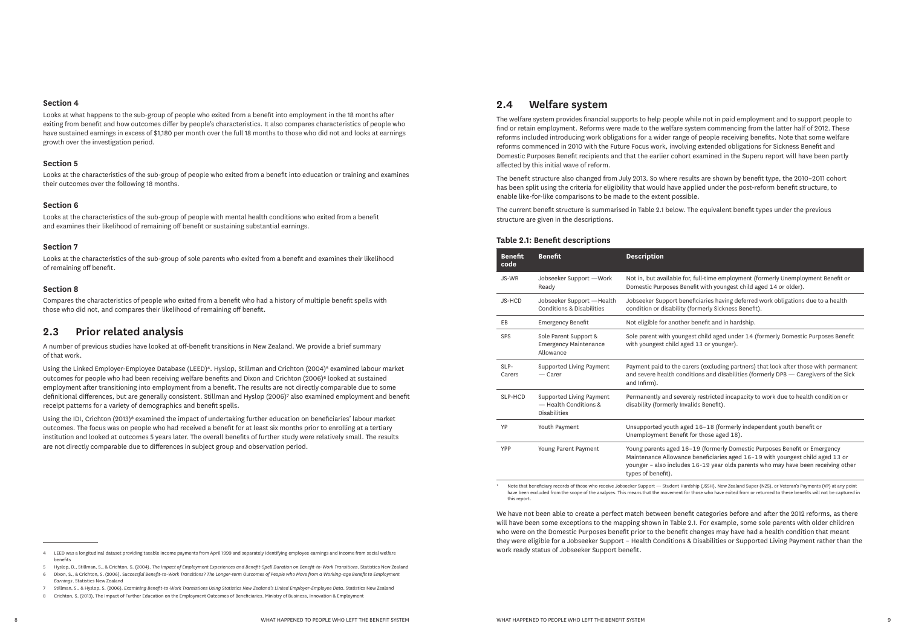### Section 4

Looks at what happens to the sub-group of people who exited from a benefit into employment in the 18 months after exiting from benefit and how outcomes differ by people's characteristics. It also compares characteristics of people who have sustained earnings in excess of $1,180 per month over the full 18 months to those who did not and looks at earnings growth over the investigation period.

### Section 5

Looks at the characteristics of the sub-group of people who exited from a benefit into education or training and examines their outcomes over the following 18 months.

### Section 6

Looks at the characteristics of the sub-group of people with mental health conditions who exited from a benefit and examines their likelihood of remaining off benefit or sustaining substantial earnings.

### Section 7

Looks at the characteristics of the sub-group of sole parents who exited from a benefit and examines their likelihood of remaining off benefit.

### Section 8

Compares the characteristics of people who exited from a benefit who had a history of multiple benefit spells with those who did not, and compares their likelihood of remaining off benefit.

## 2.3 Prior related analysis

A number of previous studies have looked at off-benefit transitions in New Zealand. We provide a brief summary of that work.

Using the Linked Employer-Employee Database (LEED)[4], Hyslop, Stillman and Crichton (2004)[5] examined labour market outcomes for people who had been receiving welfare benefits and Dixon and Crichton (2006)[6] looked at sustained employment after transitioning into employment from a benefit. The results are not directly comparable due to some definitional differences, but are generally consistent. Stillman and Hyslop (2006)[7] also examined employment and benefit receipt patterns for a variety of demographics and benefit spells.

Using the IDI, Crichton (2013)[8] examined the impact of undertaking further education on beneficiaries' labour market outcomes. The focus was on people who had received a benefit for at least six months prior to enrolling at a tertiary institution and looked at outcomes 5 years later. The overall benefits of further study were relatively small. The results are not directly comparable due to differences in subject group and observation period.

4 LEED was a longitudinal dataset providing taxable income payments from April 1999 and separately identifying employee earnings and income from social welfare benefits

5 Hyslop, D., Stillman, S., & Crichton, S. (2004). *The Impact of Employment Experiences and Benefit-Spell Duration on Benefit-to-Work Transitions*. Statistics New Zealand

6 Dixon, S., & Crichton, S. (2006). *Successful Benefit-to-Work Transitions? The Longer-term Outcomes of People who Move from a Working-age Benefit to Employment Earnings*. Statistics New Zealand

7 Stillman, S., & Hyslop, S. (2006). *Examining Benefit-to-Work Transitions Using Statistics New Zealand's Linked Employer-Employee Data*. Statistics New Zealand

8 Crichton, S. (2013). The Impact of Further Education on the Employment Outcomes of Beneficiaries. Ministry of Business, Innovation & Employment

## 2.4 Welfare system

The welfare system provides financial supports to help people while not in paid employment and to support people to find or retain employment. Reforms were made to the welfare system commencing from the latter half of 2012. These reforms included introducing work obligations for a wider range of people receiving benefits. Note that some welfare reforms commenced in 2010 with the Future Focus work, involving extended obligations for Sickness Benefit and Domestic Purposes Benefit recipients and that the earlier cohort examined in the Superu report will have been partly affected by this initial wave of reform.

The benefit structure also changed from July 2013. So where results are shown by benefit type, the 2010–2011 cohort has been split using the criteria for eligibility that would have applied under the post-reform benefit structure, to enable like-for-like comparisons to be made to the extent possible.

The current benefit structure is summarised in Table 2.1 below. The equivalent benefit types under the previous structure are given in the descriptions.

**Table 2.1: Benefit descriptions**

| Benefit code | Benefit | Description |
|---|---|---|
| JS-WR | Jobseeker Support —Work Ready | Not in, but available for, full-time employment (formerly Unemployment Benefit or Domestic Purposes Benefit with youngest child aged 14 or older). |
| JS-HCD | Jobseeker Support —Health Conditions & Disabilities | Jobseeker Support beneficiaries having deferred work obligations due to a health condition or disability (formerly Sickness Benefit). |
| EB | Emergency Benefit | Not eligible for another benefit and in hardship. |
| SPS | Sole Parent Support & Emergency Maintenance Allowance | Sole parent with youngest child aged under 14 (formerly Domestic Purposes Benefit with youngest child aged 13 or younger). |
| SLP-Carers | Supported Living Payment — Carer | Payment paid to the carers (excluding partners) that look after those with permanent and severe health conditions and disabilities (formerly DPB — Caregivers of the Sick and Infirm). |
| SLP-HCD | Supported Living Payment — Health Conditions & Disabilities | Permanently and severely restricted incapacity to work due to health condition or disability (formerly Invalids Benefit). |
| YP | Youth Payment | Unsupported youth aged 16–18 (formerly independent youth benefit or Unemployment Benefit for those aged 18). |
| YPP | Young Parent Payment | Young parents aged 16–19 (formerly Domestic Purposes Benefit or Emergency Maintenance Allowance beneficiaries aged 16–19 with youngest child aged 13 or younger – also includes 16-19 year olds parents who may have been receiving other types of benefit). |

* Note that beneficiary records of those who receive Jobseeker Support — Student Hardship (JSSH), New Zealand Super (NZS), or Veteran's Payments (VP) at any point have been excluded from the scope of the analyses. This means that the movement for those who have exited from or returned to these benefits will not be captured in this report.

We have not been able to create a perfect match between benefit categories before and after the 2012 reforms, as there will have been some exceptions to the mapping shown in Table 2.1. For example, some sole parents with older children who were on the Domestic Purposes benefit prior to the benefit changes may have had a health condition that meant they were eligible for a Jobseeker Support – Health Conditions & Disabilities or Supported Living Payment rather than the work ready status of Jobseeker Support benefit.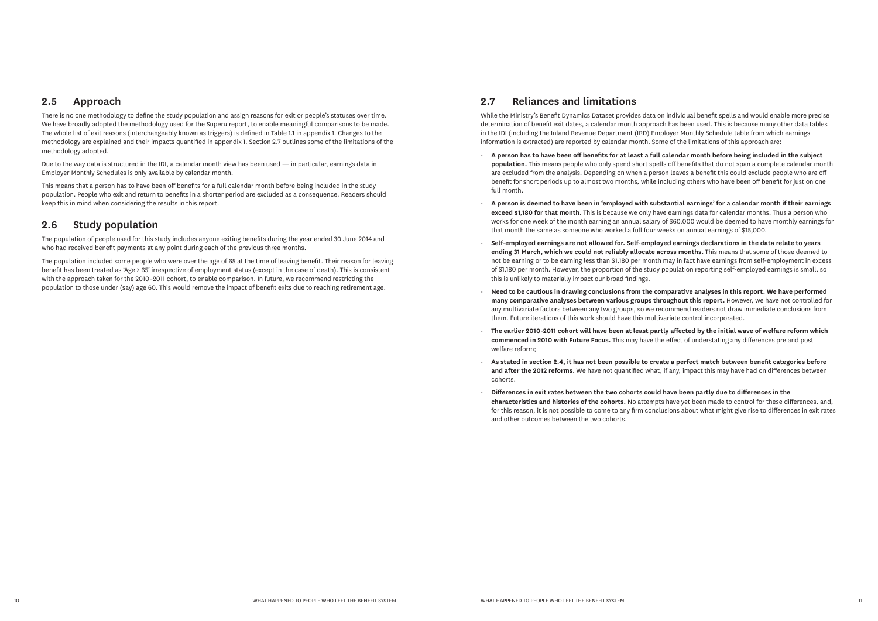## 2.5 Approach

There is no one methodology to define the study population and assign reasons for exit or people's statuses over time. We have broadly adopted the methodology used for the Superu report, to enable meaningful comparisons to be made. The whole list of exit reasons (interchangeably known as triggers) is defined in Table 1.1 in appendix 1. Changes to the methodology are explained and their impacts quantified in appendix 1. Section 2.7 outlines some of the limitations of the methodology adopted.

Due to the way data is structured in the IDI, a calendar month view has been used — in particular, earnings data in Employer Monthly Schedules is only available by calendar month.

This means that a person has to have been off benefits for a full calendar month before being included in the study population. People who exit and return to benefits in a shorter period are excluded as a consequence. Readers should keep this in mind when considering the results in this report.

## 2.6 Study population

The population of people used for this study includes anyone exiting benefits during the year ended 30 June 2014 and who had received benefit payments at any point during each of the previous three months.

The population included some people who were over the age of 65 at the time of leaving benefit. Their reason for leaving benefit has been treated as 'Age > 65' irrespective of employment status (except in the case of death). This is consistent with the approach taken for the 2010–2011 cohort, to enable comparison. In future, we recommend restricting the population to those under (say) age 60. This would remove the impact of benefit exits due to reaching retirement age.

## 2.7 Reliances and limitations

While the Ministry's Benefit Dynamics Dataset provides data on individual benefit spells and would enable more precise determination of benefit exit dates, a calendar month approach has been used. This is because many other data tables in the IDI (including the Inland Revenue Department (IRD) Employer Monthly Schedule table from which earnings information is extracted) are reported by calendar month. Some of the limitations of this approach are:

- **A person has to have been off benefits for at least a full calendar month before being included in the subject population.** This means people who only spend short spells off benefits that do not span a complete calendar month are excluded from the analysis. Depending on when a person leaves a benefit this could exclude people who are off benefit for short periods up to almost two months, while including others who have been off benefit for just on one full month.
- **A person is deemed to have been in 'employed with substantial earnings' for a calendar month if their earnings exceed $1,180 for that month.** This is because we only have earnings data for calendar months. Thus a person who works for one week of the month earning an annual salary of $60,000 would be deemed to have monthly earnings for that month the same as someone who worked a full four weeks on annual earnings of $15,000.
- **Self-employed earnings are not allowed for. Self-employed earnings declarations in the data relate to years ending 31 March, which we could not reliably allocate across months.** This means that some of those deemed to not be earning or to be earning less than $1,180 per month may in fact have earnings from self-employment in excess of $1,180 per month. However, the proportion of the study population reporting self-employed earnings is small, so this is unlikely to materially impact our broad findings.
- **Need to be cautious in drawing conclusions from the comparative analyses in this report. We have performed many comparative analyses between various groups throughout this report.** However, we have not controlled for any multivariate factors between any two groups, so we recommend readers not draw immediate conclusions from them. Future iterations of this work should have this multivariate control incorporated.
- **The earlier 2010-2011 cohort will have been at least partly affected by the initial wave of welfare reform which commenced in 2010 with Future Focus.** This may have the effect of understating any differences pre and post welfare reform;
- **As stated in section 2.4, it has not been possible to create a perfect match between benefit categories before and after the 2012 reforms.** We have not quantified what, if any, impact this may have had on differences between cohorts.
- **Differences in exit rates between the two cohorts could have been partly due to differences in the characteristics and histories of the cohorts.** No attempts have yet been made to control for these differences, and, for this reason, it is not possible to come to any firm conclusions about what might give rise to differences in exit rates and other outcomes between the two cohorts.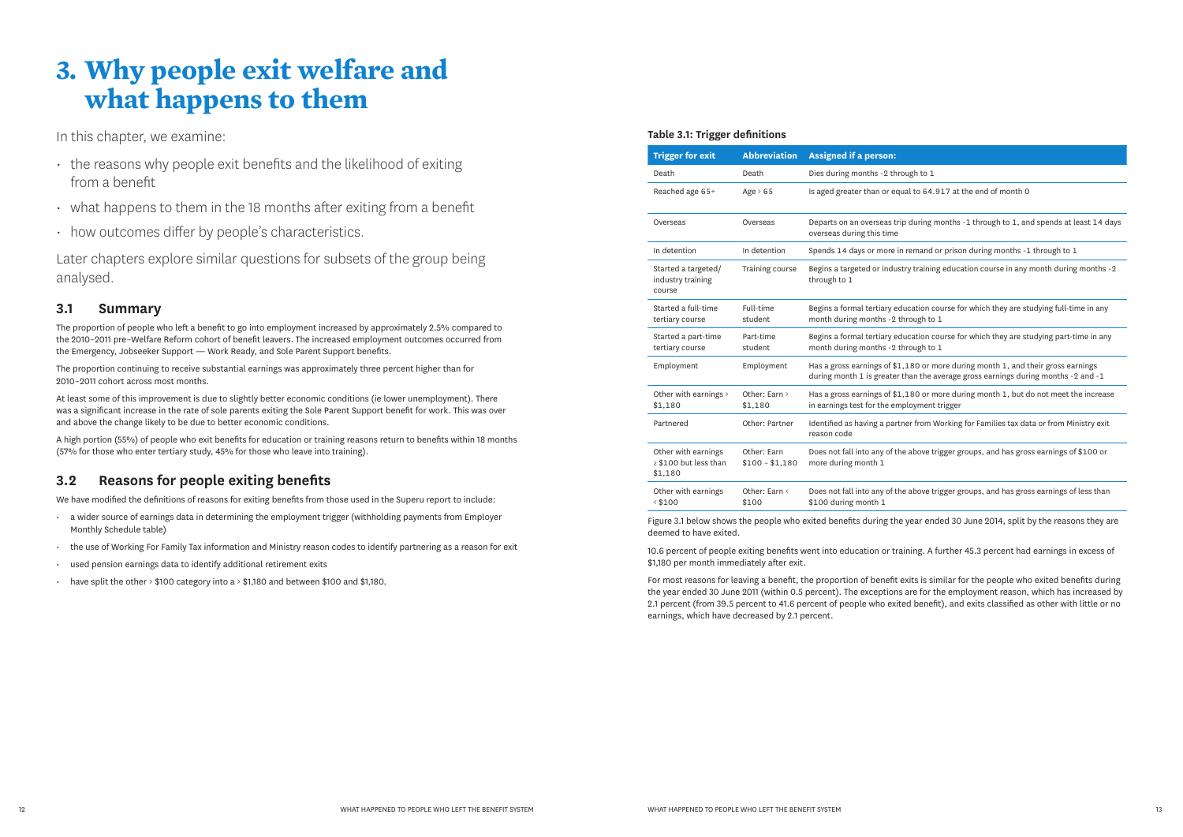# 3. Why people exit welfare and what happens to them

In this chapter, we examine:

- the reasons why people exit benefits and the likelihood of exiting from a benefit
- what happens to them in the 18 months after exiting from a benefit
- how outcomes differ by people's characteristics.

Later chapters explore similar questions for subsets of the group being analysed.

## 3.1 Summary

The proportion of people who left a benefit to go into employment increased by approximately 2.5% compared to the 2010–2011 pre–Welfare Reform cohort of benefit leavers. The increased employment outcomes occurred from the Emergency, Jobseeker Support — Work Ready, and Sole Parent Support benefits.

The proportion continuing to receive substantial earnings was approximately three percent higher than for 2010–2011 cohort across most months.

At least some of this improvement is due to slightly better economic conditions (ie lower unemployment). There was a significant increase in the rate of sole parents exiting the Sole Parent Support benefit for work. This was over and above the change likely to be due to better economic conditions.

A high portion (55%) of people who exit benefits for education or training reasons return to benefits within 18 months (57% for those who enter tertiary study, 45% for those who leave into training).

## 3.2 Reasons for people exiting benefits

We have modified the definitions of reasons for exiting benefits from those used in the Superu report to include:

- a wider source of earnings data in determining the employment trigger (withholding payments from Employer Monthly Schedule table)
- the use of Working For Family Tax information and Ministry reason codes to identify partnering as a reason for exit
- used pension earnings data to identify additional retirement exits
- have split the other > $100 category into a > $1,180 and between $100 and $1,180.

**Table 3.1: Trigger definitions**

| Trigger for exit | Abbreviation | Assigned if a person: |
|---|---|---|
| Death | Death | Dies during months -2 through to 1 |
| Reached age 65+ | Age > 65 | Is aged greater than or equal to 64.917 at the end of month 0 |
| Overseas | Overseas | Departs on an overseas trip during months -1 through to 1, and spends at least 14 days overseas during this time |
| In detention | In detention | Spends 14 days or more in remand or prison during months -1 through to 1 |
| Started a targeted/ industry training course | Training course | Begins a targeted or industry training education course in any month during months -2 through to 1 |
| Started a full-time tertiary course | Full-time student | Begins a formal tertiary education course for which they are studying full-time in any month during months -2 through to 1 |
| Started a part-time tertiary course | Part-time student | Begins a formal tertiary education course for which they are studying part-time in any month during months -2 through to 1 |
| Employment | Employment | Has a gross earnings of $1,180 or more during month 1, and their gross earnings during month 1 is greater than the average gross earnings during months -2 and -1 |
| Other with earnings > $1,180 | Other: Earn > $1,180 | Has a gross earnings of $1,180 or more during month 1, but do not meet the increase in earnings test for the employment trigger |
| Partnered | Other: Partner | Identified as having a partner from Working for Families tax data or from Ministry exit reason code |
| Other with earnings ≥ $100 but less than $1,180 | Other: Earn $100 – $1,180 | Does not fall into any of the above trigger groups, and has gross earnings of $100 or more during month 1 |
| Other with earnings < $100 | Other: Earn < $100 | Does not fall into any of the above trigger groups, and has gross earnings of less than $100 during month 1 |

Figure 3.1 below shows the people who exited benefits during the year ended 30 June 2014, split by the reasons they are deemed to have exited.

10.6 percent of people exiting benefits went into education or training. A further 45.3 percent had earnings in excess of $1,180 per month immediately after exit.

For most reasons for leaving a benefit, the proportion of benefit exits is similar for the people who exited benefits during the year ended 30 June 2011 (within 0.5 percent). The exceptions are for the employment reason, which has increased by 2.1 percent (from 39.5 percent to 41.6 percent of people who exited benefit), and exits classified as other with little or no earnings, which have decreased by 2.1 percent.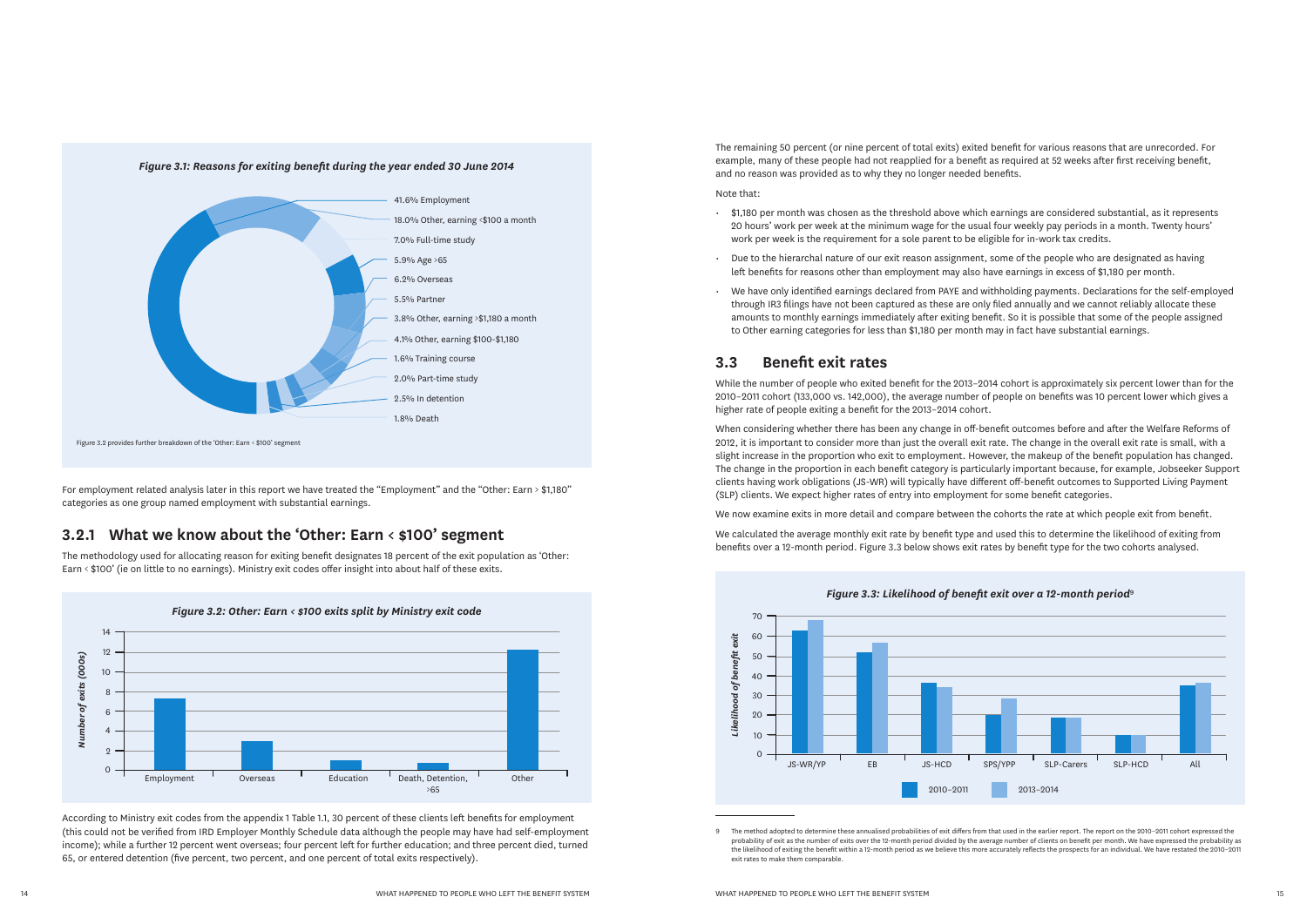*Figure 3.1: Reasons for exiting benefit during the year ended 30 June 2014*

- 41.6% Employment
- 18.0% Other, earning <$100 a month
- 7.0% Full-time study
- 5.9% Age >65
- 6.2% Overseas
- 5.5% Partner
- 3.8% Other, earning >$1,180 a month
- 4.1% Other, earning $100-$1,180
- 1.6% Training course
- 2.0% Part-time study
- 2.5% In detention
- 1.8% Death

Figure 3.2 provides further breakdown of the 'Other: Earn < $100' segment

For employment related analysis later in this report we have treated the "Employment" and the "Other: Earn > $1,180" categories as one group named employment with substantial earnings.

### 3.2.1 What we know about the 'Other: Earn < $100' segment

The methodology used for allocating reason for exiting benefit designates 18 percent of the exit population as 'Other: Earn < $100' (ie on little to no earnings). Ministry exit codes offer insight into about half of these exits.

*Figure 3.2: Other: Earn < $100 exits split by Ministry exit code*

According to Ministry exit codes from the appendix 1 Table 1.1, 30 percent of these clients left benefits for employment (this could not be verified from IRD Employer Monthly Schedule data although the people may have had self-employment income); while a further 12 percent went overseas; four percent left for further education; and three percent died, turned 65, or entered detention (five percent, two percent, and one percent of total exits respectively).

The remaining 50 percent (or nine percent of total exits) exited benefit for various reasons that are unrecorded. For example, many of these people had not reapplied for a benefit as required at 52 weeks after first receiving benefit, and no reason was provided as to why they no longer needed benefits.

Note that:

- $1,180 per month was chosen as the threshold above which earnings are considered substantial, as it represents 20 hours' work per week at the minimum wage for the usual four weekly pay periods in a month. Twenty hours' work per week is the requirement for a sole parent to be eligible for in-work tax credits.
- Due to the hierarchal nature of our exit reason assignment, some of the people who are designated as having left benefits for reasons other than employment may also have earnings in excess of $1,180 per month.
- We have only identified earnings declared from PAYE and withholding payments. Declarations for the self-employed through IR3 filings have not been captured as these are only filed annually and we cannot reliably allocate these amounts to monthly earnings immediately after exiting benefit. So it is possible that some of the people assigned to Other earning categories for less than $1,180 per month may in fact have substantial earnings.

## 3.3 Benefit exit rates

While the number of people who exited benefit for the 2013–2014 cohort is approximately six percent lower than for the 2010–2011 cohort (133,000 vs. 142,000), the average number of people on benefits was 10 percent lower which gives a higher rate of people exiting a benefit for the 2013–2014 cohort.

When considering whether there has been any change in off-benefit outcomes before and after the Welfare Reforms of 2012, it is important to consider more than just the overall exit rate. The change in the overall exit rate is small, with a slight increase in the proportion who exit to employment. However, the makeup of the benefit population has changed. The change in the proportion in each benefit category is particularly important because, for example, Jobseeker Support clients having work obligations (JS-WR) will typically have different off-benefit outcomes to Supported Living Payment (SLP) clients. We expect higher rates of entry into employment for some benefit categories.

We now examine exits in more detail and compare between the cohorts the rate at which people exit from benefit.

We calculated the average monthly exit rate by benefit type and used this to determine the likelihood of exiting from benefits over a 12-month period. Figure 3.3 below shows exit rates by benefit type for the two cohorts analysed.

*Figure 3.3: Likelihood of benefit exit over a 12-month period*[9]

[9] The method adopted to determine these annualised probabilities of exit differs from that used in the earlier report. The report on the 2010–2011 cohort expressed the probability of exit as the number of exits over the 12-month period divided by the average number of clients on benefit per month. We have expressed the probability as the likelihood of exiting the benefit within a 12-month period as we believe this more accurately reflects the prospects for an individual. We have restated the 2010–2011 exit rates to make them comparable.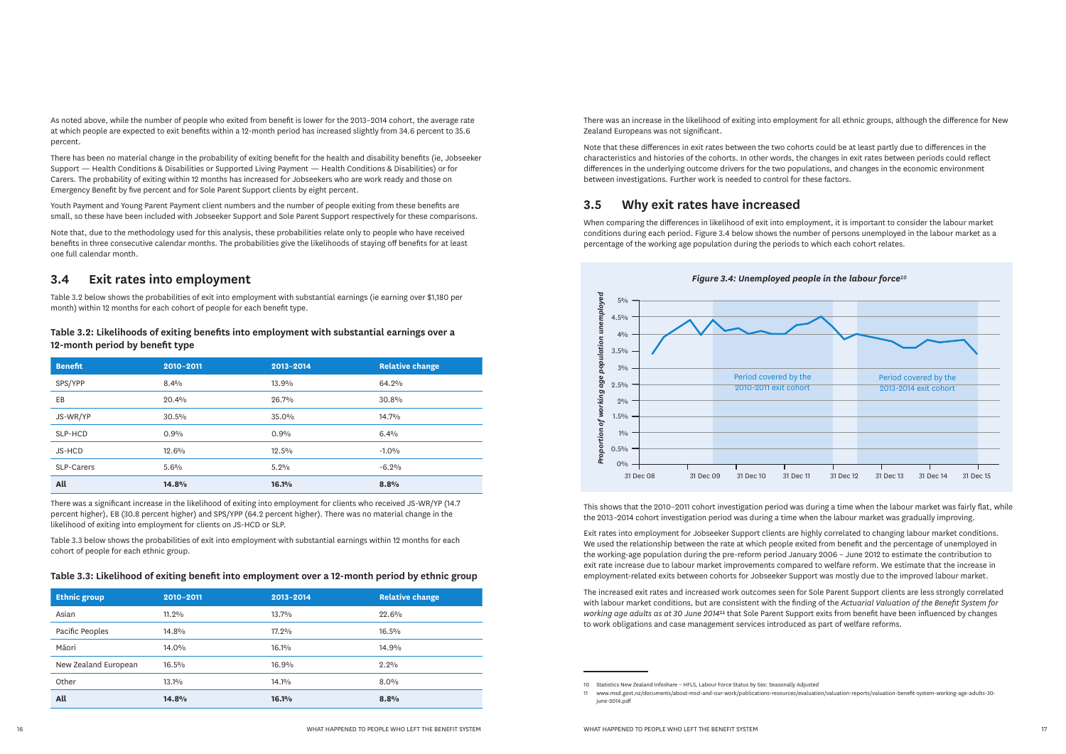As noted above, while the number of people who exited from benefit is lower for the 2013–2014 cohort, the average rate at which people are expected to exit benefits within a 12-month period has increased slightly from 34.6 percent to 35.6 percent.

There has been no material change in the probability of exiting benefit for the health and disability benefits (ie, Jobseeker Support — Health Conditions & Disabilities or Supported Living Payment — Health Conditions & Disabilities) or for Carers. The probability of exiting within 12 months has increased for Jobseekers who are work ready and those on Emergency Benefit by five percent and for Sole Parent Support clients by eight percent.

Youth Payment and Young Parent Payment client numbers and the number of people exiting from these benefits are small, so these have been included with Jobseeker Support and Sole Parent Support respectively for these comparisons.

Note that, due to the methodology used for this analysis, these probabilities relate only to people who have received benefits in three consecutive calendar months. The probabilities give the likelihoods of staying off benefits for at least one full calendar month.

## 3.4 Exit rates into employment

Table 3.2 below shows the probabilities of exit into employment with substantial earnings (ie earning over $1,180 per month) within 12 months for each cohort of people for each benefit type.

**Table 3.2: Likelihoods of exiting benefits into employment with substantial earnings over a 12-month period by benefit type**

| Benefit | 2010–2011 | 2013–2014 | Relative change |
|---|---|---|---|
| SPS/YPP | 8.4% | 13.9% | 64.2% |
| EB | 20.4% | 26.7% | 30.8% |
| JS-WR/YP | 30.5% | 35.0% | 14.7% |
| SLP-HCD | 0.9% | 0.9% | 6.4% |
| JS-HCD | 12.6% | 12.5% | -1.0% |
| SLP-Carers | 5.6% | 5.2% | -6.2% |
| **All** | **14.8%** | **16.1%** | **8.8%** |

There was a significant increase in the likelihood of exiting into employment for clients who received JS-WR/YP (14.7 percent higher), EB (30.8 percent higher) and SPS/YPP (64.2 percent higher). There was no material change in the likelihood of exiting into employment for clients on JS-HCD or SLP.

Table 3.3 below shows the probabilities of exit into employment with substantial earnings within 12 months for each cohort of people for each ethnic group.

**Table 3.3: Likelihood of exiting benefit into employment over a 12-month period by ethnic group**

| Ethnic group | 2010–2011 | 2013–2014 | Relative change |
|---|---|---|---|
| Asian | 11.2% | 13.7% | 22.6% |
| Pacific Peoples | 14.8% | 17.2% | 16.5% |
| Māori | 14.0% | 16.1% | 14.9% |
| New Zealand European | 16.5% | 16.9% | 2.2% |
| Other | 13.1% | 14.1% | 8.0% |
| **All** | **14.8%** | **16.1%** | **8.8%** |

There was an increase in the likelihood of exiting into employment for all ethnic groups, although the difference for New Zealand Europeans was not significant.

Note that these differences in exit rates between the two cohorts could be at least partly due to differences in the characteristics and histories of the cohorts. In other words, the changes in exit rates between periods could reflect differences in the underlying outcome drivers for the two populations, and changes in the economic environment between investigations. Further work is needed to control for these factors.

## 3.5 Why exit rates have increased

When comparing the differences in likelihood of exit into employment, it is important to consider the labour market conditions during each period. Figure 3.4 below shows the number of persons unemployed in the labour market as a percentage of the working age population during the periods to which each cohort relates.

*Figure 3.4: Unemployed people in the labour force*[10]

This shows that the 2010–2011 cohort investigation period was during a time when the labour market was fairly flat, while the 2013–2014 cohort investigation period was during a time when the labour market was gradually improving.

Exit rates into employment for Jobseeker Support clients are highly correlated to changing labour market conditions. We used the relationship between the rate at which people exited from benefit and the percentage of unemployed in the working-age population during the pre-reform period January 2006 – June 2012 to estimate the contribution to exit rate increase due to labour market improvements compared to welfare reform. We estimate that the increase in employment-related exits between cohorts for Jobseeker Support was mostly due to the improved labour market.

The increased exit rates and increased work outcomes seen for Sole Parent Support clients are less strongly correlated with labour market conditions, but are consistent with the finding of the *Actuarial Valuation of the Benefit System for working age adults as at 30 June 2014*[11] that Sole Parent Support exits from benefit have been influenced by changes to work obligations and case management services introduced as part of welfare reforms.

---

10 Statistics New Zealand Infoshare – HFLS, Labour Force Status by Sex: Seasonally Adjusted

11 www.msd.govt.nz/documents/about-msd-and-our-work/publications-resources/evaluation/valuation-reports/valuation-benefit-system-working-age-adults-30-june-2014.pdf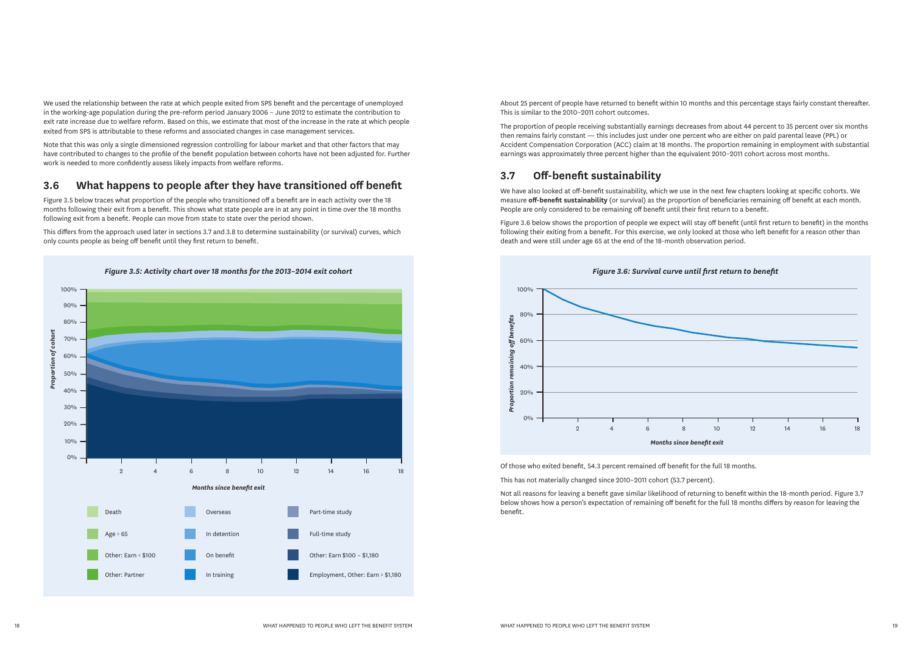We used the relationship between the rate at which people exited from SPS benefit and the percentage of unemployed in the working-age population during the pre-reform period January 2006 – June 2012 to estimate the contribution to exit rate increase due to welfare reform. Based on this, we estimate that most of the increase in the rate at which people exited from SPS is attributable to these reforms and associated changes in case management services.

Note that this was only a single dimensioned regression controlling for labour market and that other factors that may have contributed to changes to the profile of the benefit population between cohorts have not been adjusted for. Further work is needed to more confidently assess likely impacts from welfare reforms.

## 3.6 What happens to people after they have transitioned off benefit

Figure 3.5 below traces what proportion of the people who transitioned off a benefit are in each activity over the 18 months following their exit from a benefit. This shows what state people are in at any point in time over the 18 months following exit from a benefit. People can move from state to state over the period shown.

This differs from the approach used later in sections 3.7 and 3.8 to determine sustainability (or survival) curves, which only counts people as being off benefit until they first return to benefit.

*Figure 3.5: Activity chart over 18 months for the 2013–2014 exit cohort*

About 25 percent of people have returned to benefit within 10 months and this percentage stays fairly constant thereafter. This is similar to the 2010–2011 cohort outcomes.

The proportion of people receiving substantially earnings decreases from about 44 percent to 35 percent over six months then remains fairly constant — this includes just under one percent who are either on paid parental leave (PPL) or Accident Compensation Corporation (ACC) claim at 18 months. The proportion remaining in employment with substantial earnings was approximately three percent higher than the equivalent 2010–2011 cohort across most months.

## 3.7 Off-benefit sustainability

We have also looked at off-benefit sustainability, which we use in the next few chapters looking at specific cohorts. We measure **off-benefit sustainability** (or survival) as the proportion of beneficiaries remaining off benefit at each month. People are only considered to be remaining off benefit until their first return to a benefit.

Figure 3.6 below shows the proportion of people we expect will stay off benefit (until first return to benefit) in the months following their exiting from a benefit. For this exercise, we only looked at those who left benefit for a reason other than death and were still under age 65 at the end of the 18-month observation period.

*Figure 3.6: Survival curve until first return to benefit*

Of those who exited benefit, 54.3 percent remained off benefit for the full 18 months.

This has not materially changed since 2010–2011 cohort (53.7 percent).

Not all reasons for leaving a benefit gave similar likelihood of returning to benefit within the 18-month period. Figure 3.7 below shows how a person's expectation of remaining off benefit for the full 18 months differs by reason for leaving the benefit.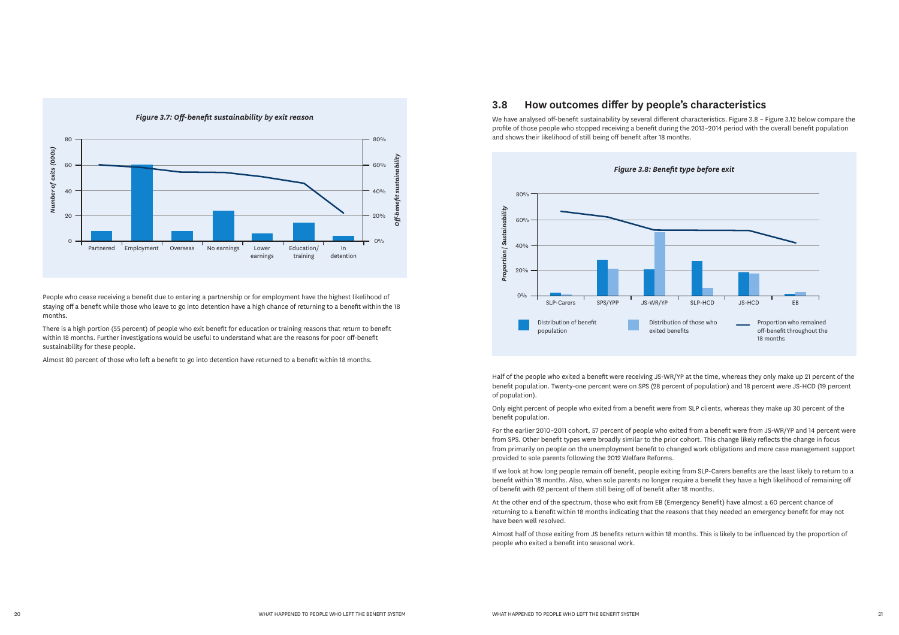*Figure 3.7: Off-benefit sustainability by exit reason*

People who cease receiving a benefit due to entering a partnership or for employment have the highest likelihood of staying off a benefit while those who leave to go into detention have a high chance of returning to a benefit within the 18 months.

There is a high portion (55 percent) of people who exit benefit for education or training reasons that return to benefit within 18 months. Further investigations would be useful to understand what are the reasons for poor off-benefit sustainability for these people.

Almost 80 percent of those who left a benefit to go into detention have returned to a benefit within 18 months.

## 3.8 How outcomes differ by people's characteristics

We have analysed off-benefit sustainability by several different characteristics. Figure 3.8 – Figure 3.12 below compare the profile of those people who stopped receiving a benefit during the 2013–2014 period with the overall benefit population and shows their likelihood of still being off benefit after 18 months.

*Figure 3.8: Benefit type before exit*

Half of the people who exited a benefit were receiving JS-WR/YP at the time, whereas they only make up 21 percent of the benefit population. Twenty-one percent were on SPS (28 percent of population) and 18 percent were JS-HCD (19 percent of population).

Only eight percent of people who exited from a benefit were from SLP clients, whereas they make up 30 percent of the benefit population.

For the earlier 2010–2011 cohort, 57 percent of people who exited from a benefit were from JS-WR/YP and 14 percent were from SPS. Other benefit types were broadly similar to the prior cohort. This change likely reflects the change in focus from primarily on people on the unemployment benefit to changed work obligations and more case management support provided to sole parents following the 2012 Welfare Reforms.

If we look at how long people remain off benefit, people exiting from SLP-Carers benefits are the least likely to return to a benefit within 18 months. Also, when sole parents no longer require a benefit they have a high likelihood of remaining off of benefit with 62 percent of them still being off of benefit after 18 months.

At the other end of the spectrum, those who exit from EB (Emergency Benefit) have almost a 60 percent chance of returning to a benefit within 18 months indicating that the reasons that they needed an emergency benefit for may not have been well resolved.

Almost half of those exiting from JS benefits return within 18 months. This is likely to be influenced by the proportion of people who exited a benefit into seasonal work.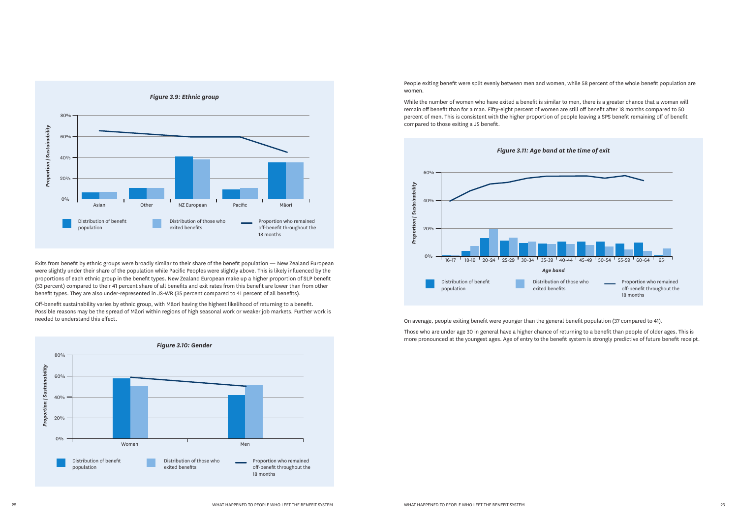*Figure 3.9: Ethnic group*

Exits from benefit by ethnic groups were broadly similar to their share of the benefit population — New Zealand European were slightly under their share of the population while Pacific Peoples were slightly above. This is likely influenced by the proportions of each ethnic group in the benefit types. New Zealand European make up a higher proportion of SLP benefit (53 percent) compared to their 41 percent share of all benefits and exit rates from this benefit are lower than from other benefit types. They are also under-represented in JS-WR (35 percent compared to 41 percent of all benefits).

Off-benefit sustainability varies by ethnic group, with Māori having the highest likelihood of returning to a benefit. Possible reasons may be the spread of Māori within regions of high seasonal work or weaker job markets. Further work is needed to understand this effect.

*Figure 3.10: Gender*

People exiting benefit were split evenly between men and women, while 58 percent of the whole benefit population are women.

While the number of women who have exited a benefit is similar to men, there is a greater chance that a woman will remain off benefit than for a man. Fifty-eight percent of women are still off benefit after 18 months compared to 50 percent of men. This is consistent with the higher proportion of people leaving a SPS benefit remaining off of benefit compared to those exiting a JS benefit.

*Figure 3.11: Age band at the time of exit*

On average, people exiting benefit were younger than the general benefit population (37 compared to 41).

Those who are under age 30 in general have a higher chance of returning to a benefit than people of older ages. This is more pronounced at the youngest ages. Age of entry to the benefit system is strongly predictive of future benefit receipt.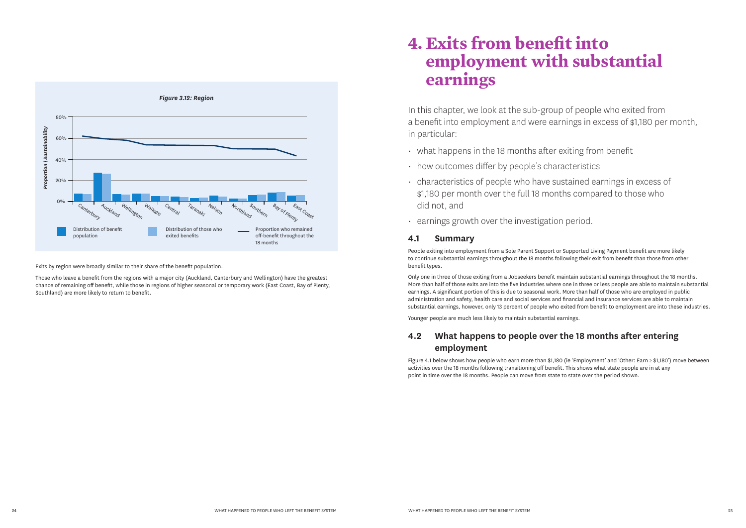*Figure 3.12: Region*

Exits by region were broadly similar to their share of the benefit population.

Those who leave a benefit from the regions with a major city (Auckland, Canterbury and Wellington) have the greatest chance of remaining off benefit, while those in regions of higher seasonal or temporary work (East Coast, Bay of Plenty, Southland) are more likely to return to benefit.

# 4. Exits from benefit into employment with substantial earnings

In this chapter, we look at the sub-group of people who exited from a benefit into employment and were earnings in excess of $1,180 per month, in particular:

- what happens in the 18 months after exiting from benefit
- how outcomes differ by people's characteristics
- characteristics of people who have sustained earnings in excess of $1,180 per month over the full 18 months compared to those who did not, and
- earnings growth over the investigation period.

## 4.1 Summary

People exiting into employment from a Sole Parent Support or Supported Living Payment benefit are more likely to continue substantial earnings throughout the 18 months following their exit from benefit than those from other benefit types.

Only one in three of those exiting from a Jobseekers benefit maintain substantial earnings throughout the 18 months. More than half of those exits are into the five industries where one in three or less people are able to maintain substantial earnings. A significant portion of this is due to seasonal work. More than half of those who are employed in public administration and safety, health care and social services and financial and insurance services are able to maintain substantial earnings, however, only 13 percent of people who exited from benefit to employment are into these industries.

Younger people are much less likely to maintain substantial earnings.

## 4.2 What happens to people over the 18 months after entering employment

Figure 4.1 below shows how people who earn more than $1,180 (ie 'Employment' and 'Other: Earn ≥ $1,180') move between activities over the 18 months following transitioning off benefit. This shows what state people are in at any point in time over the 18 months. People can move from state to state over the period shown.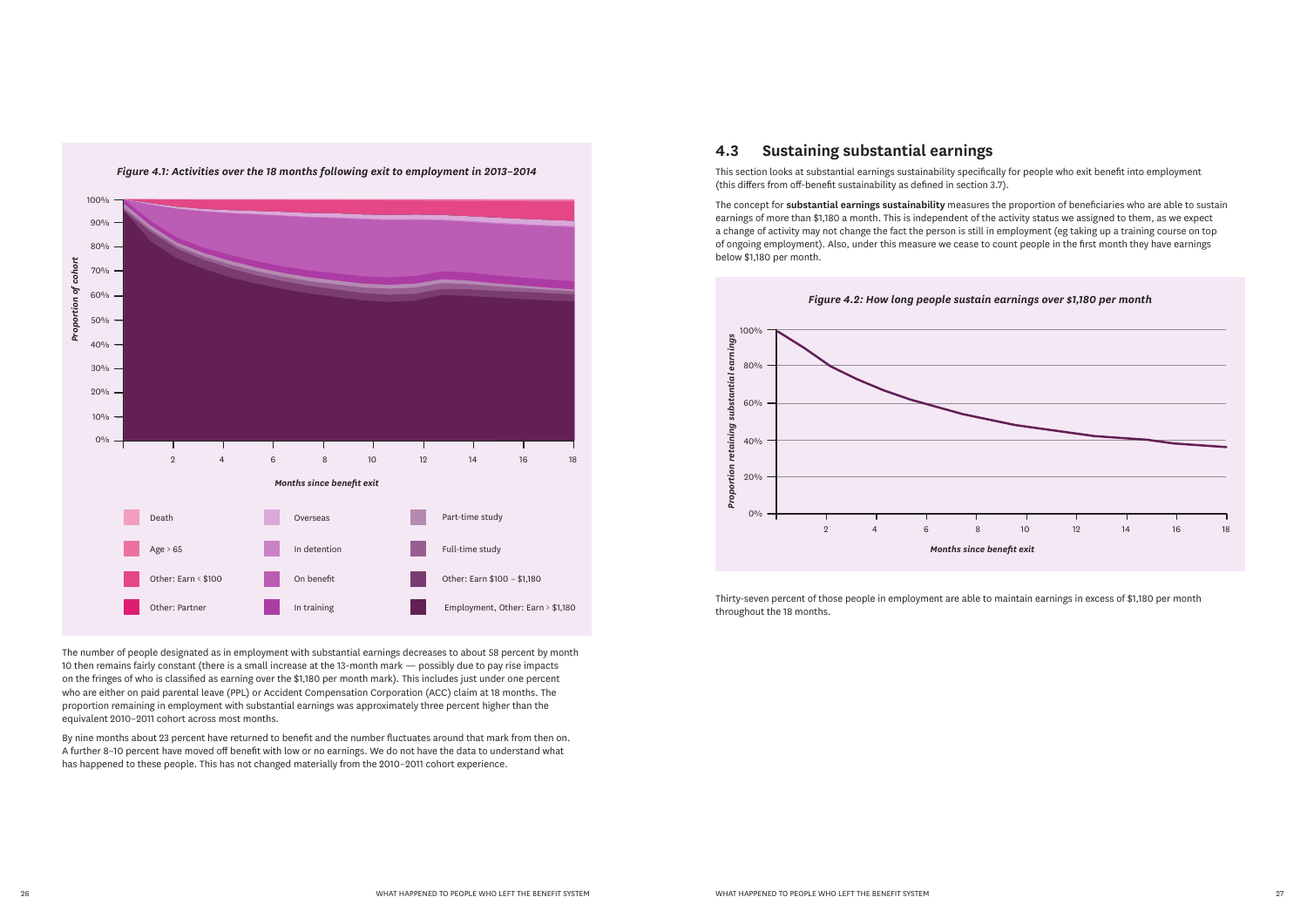*Figure 4.1: Activities over the 18 months following exit to employment in 2013–2014*

The number of people designated as in employment with substantial earnings decreases to about 58 percent by month 10 then remains fairly constant (there is a small increase at the 13-month mark — possibly due to pay rise impacts on the fringes of who is classified as earning over the $1,180 per month mark). This includes just under one percent who are either on paid parental leave (PPL) or Accident Compensation Corporation (ACC) claim at 18 months. The proportion remaining in employment with substantial earnings was approximately three percent higher than the equivalent 2010–2011 cohort across most months.

By nine months about 23 percent have returned to benefit and the number fluctuates around that mark from then on. A further 8–10 percent have moved off benefit with low or no earnings. We do not have the data to understand what has happened to these people. This has not changed materially from the 2010–2011 cohort experience.

## 4.3 Sustaining substantial earnings

This section looks at substantial earnings sustainability specifically for people who exit benefit into employment (this differs from off-benefit sustainability as defined in section 3.7).

The concept for **substantial earnings sustainability** measures the proportion of beneficiaries who are able to sustain earnings of more than $1,180 a month. This is independent of the activity status we assigned to them, as we expect a change of activity may not change the fact the person is still in employment (eg taking up a training course on top of ongoing employment). Also, under this measure we cease to count people in the first month they have earnings below $1,180 per month.

*Figure 4.2: How long people sustain earnings over $1,180 per month*

Thirty-seven percent of those people in employment are able to maintain earnings in excess of $1,180 per month throughout the 18 months.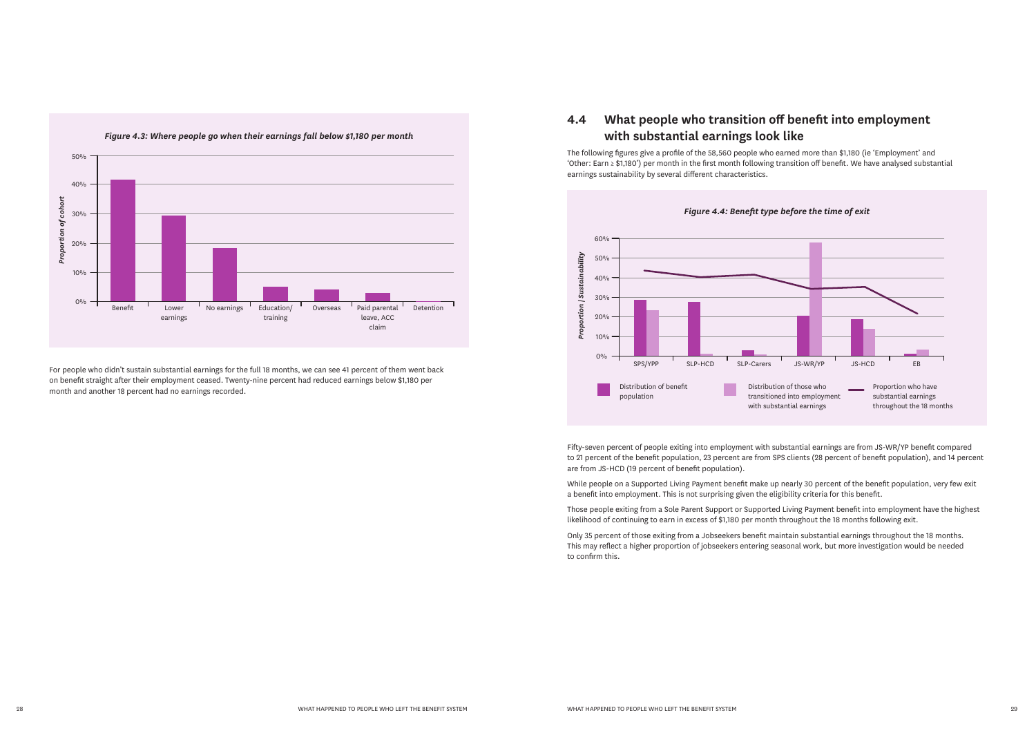*Figure 4.3: Where people go when their earnings fall below $1,180 per month*

For people who didn't sustain substantial earnings for the full 18 months, we can see 41 percent of them went back on benefit straight after their employment ceased. Twenty-nine percent had reduced earnings below $1,180 per month and another 18 percent had no earnings recorded.

## 4.4 What people who transition off benefit into employment with substantial earnings look like

The following figures give a profile of the 58,560 people who earned more than $1,180 (ie 'Employment' and 'Other: Earn ≥ $1,180') per month in the first month following transition off benefit. We have analysed substantial earnings sustainability by several different characteristics.

*Figure 4.4: Benefit type before the time of exit*

Fifty-seven percent of people exiting into employment with substantial earnings are from JS-WR/YP benefit compared to 21 percent of the benefit population, 23 percent are from SPS clients (28 percent of benefit population), and 14 percent are from JS-HCD (19 percent of benefit population).

While people on a Supported Living Payment benefit make up nearly 30 percent of the benefit population, very few exit a benefit into employment. This is not surprising given the eligibility criteria for this benefit.

Those people exiting from a Sole Parent Support or Supported Living Payment benefit into employment have the highest likelihood of continuing to earn in excess of $1,180 per month throughout the 18 months following exit.

Only 35 percent of those exiting from a Jobseekers benefit maintain substantial earnings throughout the 18 months. This may reflect a higher proportion of jobseekers entering seasonal work, but more investigation would be needed to confirm this.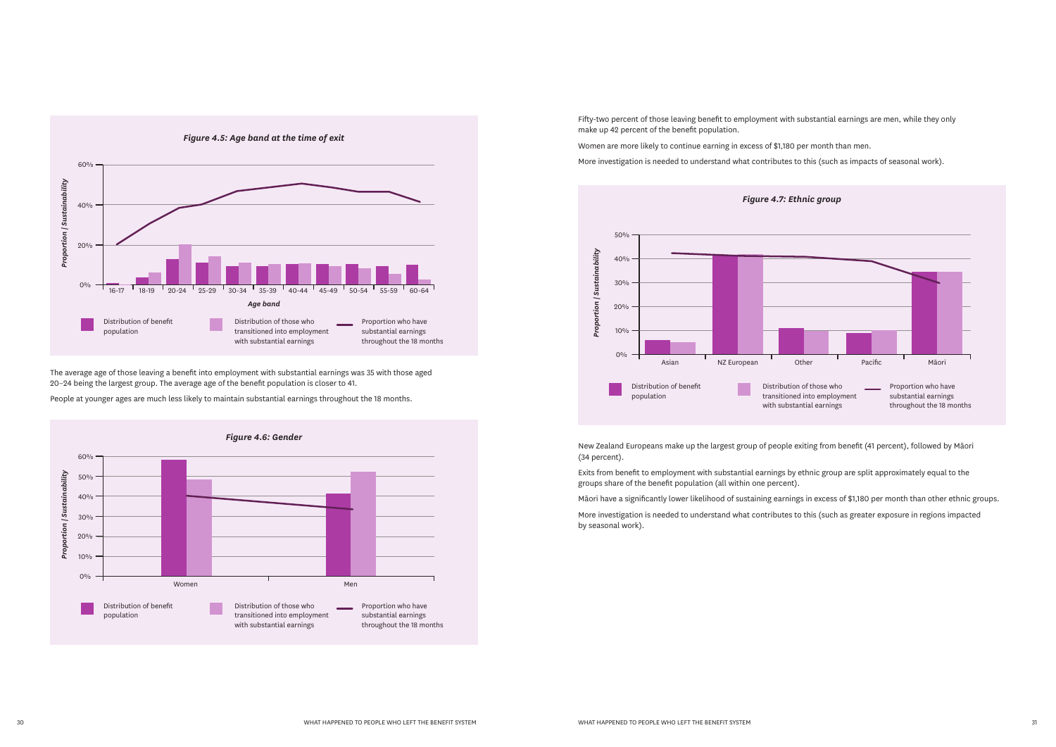*Figure 4.5: Age band at the time of exit*

The average age of those leaving a benefit into employment with substantial earnings was 35 with those aged 20–24 being the largest group. The average age of the benefit population is closer to 41.

People at younger ages are much less likely to maintain substantial earnings throughout the 18 months.

*Figure 4.6: Gender*

Fifty-two percent of those leaving benefit to employment with substantial earnings are men, while they only make up 42 percent of the benefit population.

Women are more likely to continue earning in excess of $1,180 per month than men.

More investigation is needed to understand what contributes to this (such as impacts of seasonal work).

*Figure 4.7: Ethnic group*

New Zealand Europeans make up the largest group of people exiting from benefit (41 percent), followed by Māori (34 percent).

Exits from benefit to employment with substantial earnings by ethnic group are split approximately equal to the groups share of the benefit population (all within one percent).

Māori have a significantly lower likelihood of sustaining earnings in excess of $1,180 per month than other ethnic groups.

More investigation is needed to understand what contributes to this (such as greater exposure in regions impacted by seasonal work).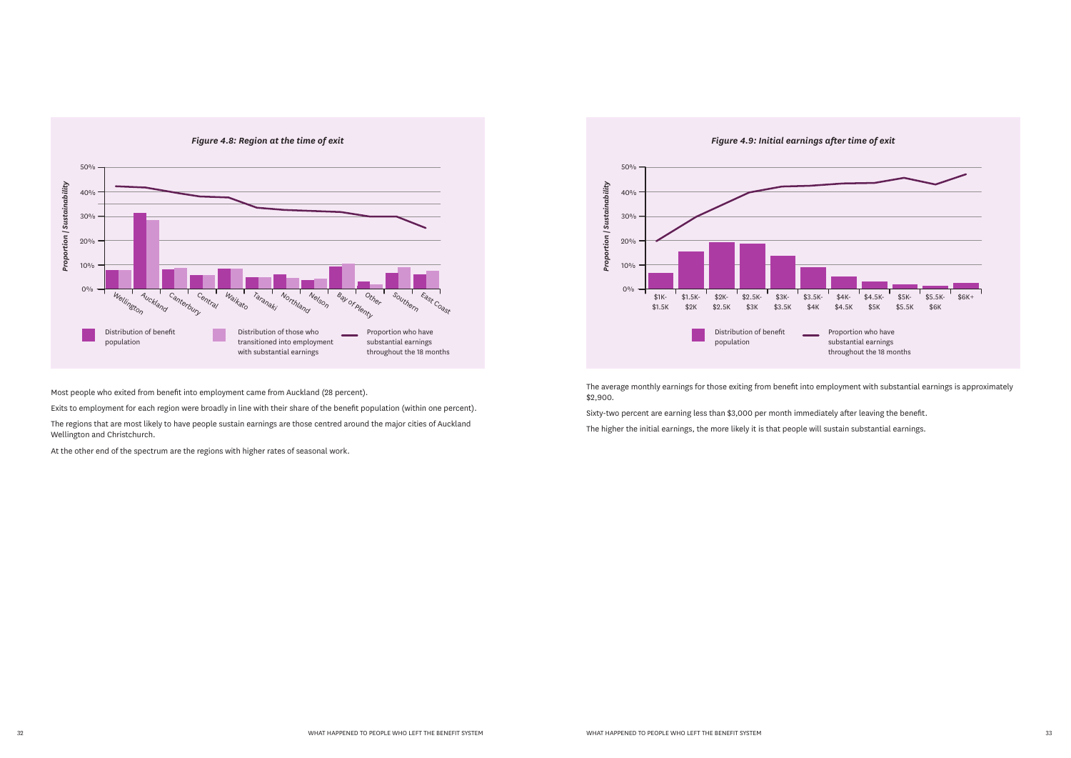*Figure 4.8: Region at the time of exit*

Most people who exited from benefit into employment came from Auckland (28 percent).

Exits to employment for each region were broadly in line with their share of the benefit population (within one percent).

The regions that are most likely to have people sustain earnings are those centred around the major cities of Auckland Wellington and Christchurch.

At the other end of the spectrum are the regions with higher rates of seasonal work.

*Figure 4.9: Initial earnings after time of exit*

The average monthly earnings for those exiting from benefit into employment with substantial earnings is approximately $2,900.

Sixty-two percent are earning less than $3,000 per month immediately after leaving the benefit.

The higher the initial earnings, the more likely it is that people will sustain substantial earnings.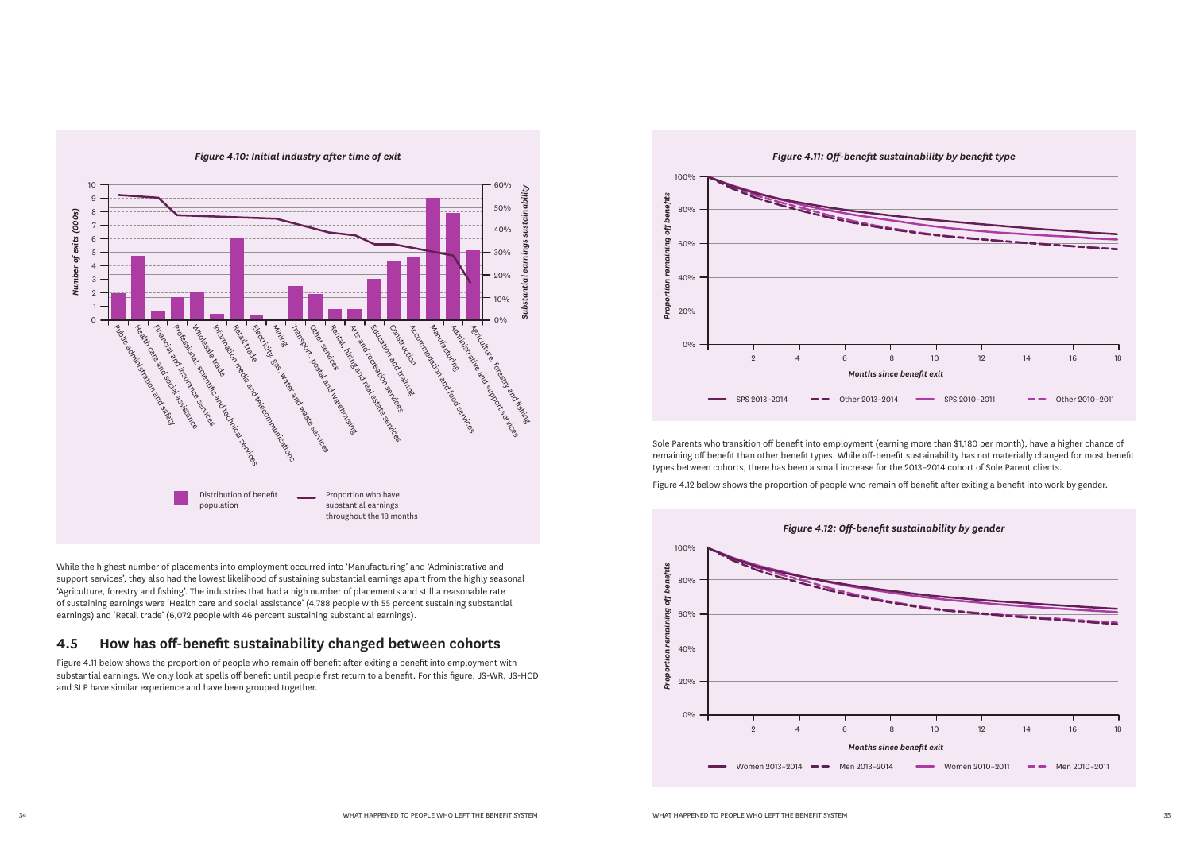*Figure 4.10: Initial industry after time of exit*

While the highest number of placements into employment occurred into 'Manufacturing' and 'Administrative and support services', they also had the lowest likelihood of sustaining substantial earnings apart from the highly seasonal 'Agriculture, forestry and fishing'. The industries that had a high number of placements and still a reasonable rate of sustaining earnings were 'Health care and social assistance' (4,788 people with 55 percent sustaining substantial earnings) and 'Retail trade' (6,072 people with 46 percent sustaining substantial earnings).

## 4.5 How has off-benefit sustainability changed between cohorts

Figure 4.11 below shows the proportion of people who remain off benefit after exiting a benefit into employment with substantial earnings. We only look at spells off benefit until people first return to a benefit. For this figure, JS-WR, JS-HCD and SLP have similar experience and have been grouped together.

*Figure 4.11: Off-benefit sustainability by benefit type*

Sole Parents who transition off benefit into employment (earning more than $1,180 per month), have a higher chance of remaining off benefit than other benefit types. While off-benefit sustainability has not materially changed for most benefit types between cohorts, there has been a small increase for the 2013–2014 cohort of Sole Parent clients.

Figure 4.12 below shows the proportion of people who remain off benefit after exiting a benefit into work by gender.

*Figure 4.12: Off-benefit sustainability by gender*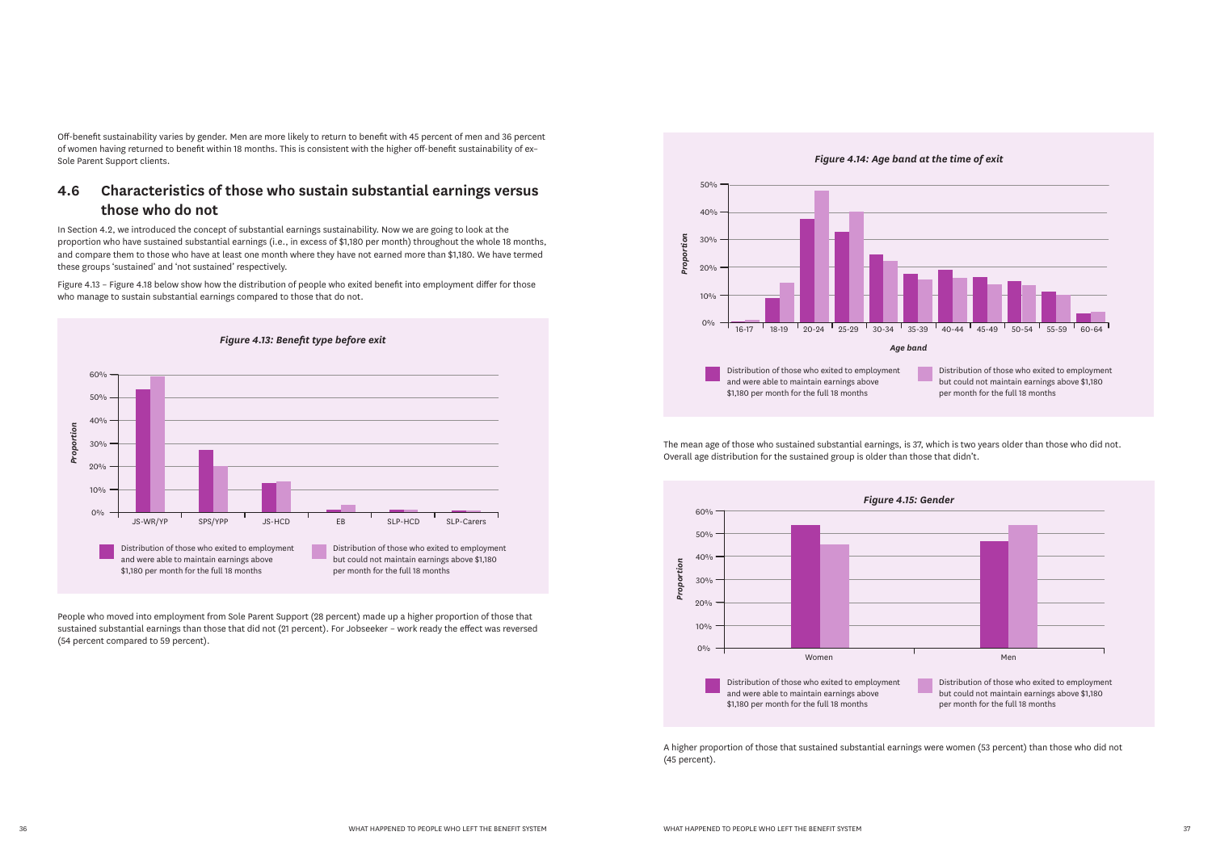Off-benefit sustainability varies by gender. Men are more likely to return to benefit with 45 percent of men and 36 percent of women having returned to benefit within 18 months. This is consistent with the higher off-benefit sustainability of ex-Sole Parent Support clients.

## 4.6 Characteristics of those who sustain substantial earnings versus those who do not

In Section 4.2, we introduced the concept of substantial earnings sustainability. Now we are going to look at the proportion who have sustained substantial earnings (i.e., in excess of $1,180 per month) throughout the whole 18 months, and compare them to those who have at least one month where they have not earned more than $1,180. We have termed these groups 'sustained' and 'not sustained' respectively.

Figure 4.13 – Figure 4.18 below show how the distribution of people who exited benefit into employment differ for those who manage to sustain substantial earnings compared to those that do not.

*Figure 4.13: Benefit type before exit*

People who moved into employment from Sole Parent Support (28 percent) made up a higher proportion of those that sustained substantial earnings than those that did not (21 percent). For Jobseeker – work ready the effect was reversed (54 percent compared to 59 percent).

*Figure 4.14: Age band at the time of exit*

The mean age of those who sustained substantial earnings, is 37, which is two years older than those who did not. Overall age distribution for the sustained group is older than those that didn't.

*Figure 4.15: Gender*

A higher proportion of those that sustained substantial earnings were women (53 percent) than those who did not (45 percent).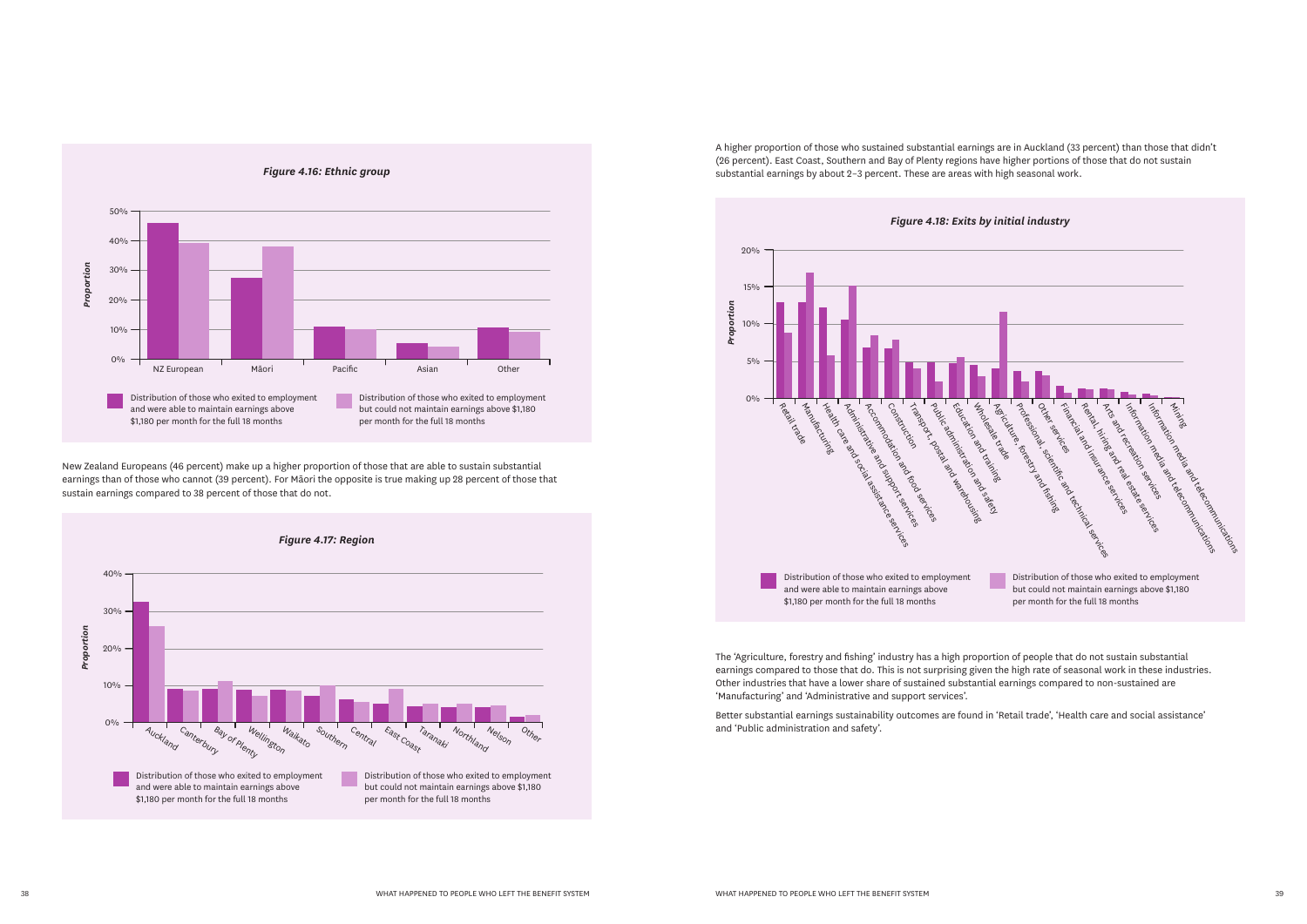**Figure 4.16: Ethnic group**

New Zealand Europeans (46 percent) make up a higher proportion of those that are able to sustain substantial earnings than of those who cannot (39 percent). For Māori the opposite is true making up 28 percent of those that sustain earnings compared to 38 percent of those that do not.

**Figure 4.17: Region**

A higher proportion of those who sustained substantial earnings are in Auckland (33 percent) than those that didn't (26 percent). East Coast, Southern and Bay of Plenty regions have higher portions of those that do not sustain substantial earnings by about 2–3 percent. These are areas with high seasonal work.

**Figure 4.18: Exits by initial industry**

The 'Agriculture, forestry and fishing' industry has a high proportion of people that do not sustain substantial earnings compared to those that do. This is not surprising given the high rate of seasonal work in these industries. Other industries that have a lower share of sustained substantial earnings compared to non-sustained are 'Manufacturing' and 'Administrative and support services'.

Better substantial earnings sustainability outcomes are found in 'Retail trade', 'Health care and social assistance' and 'Public administration and safety'.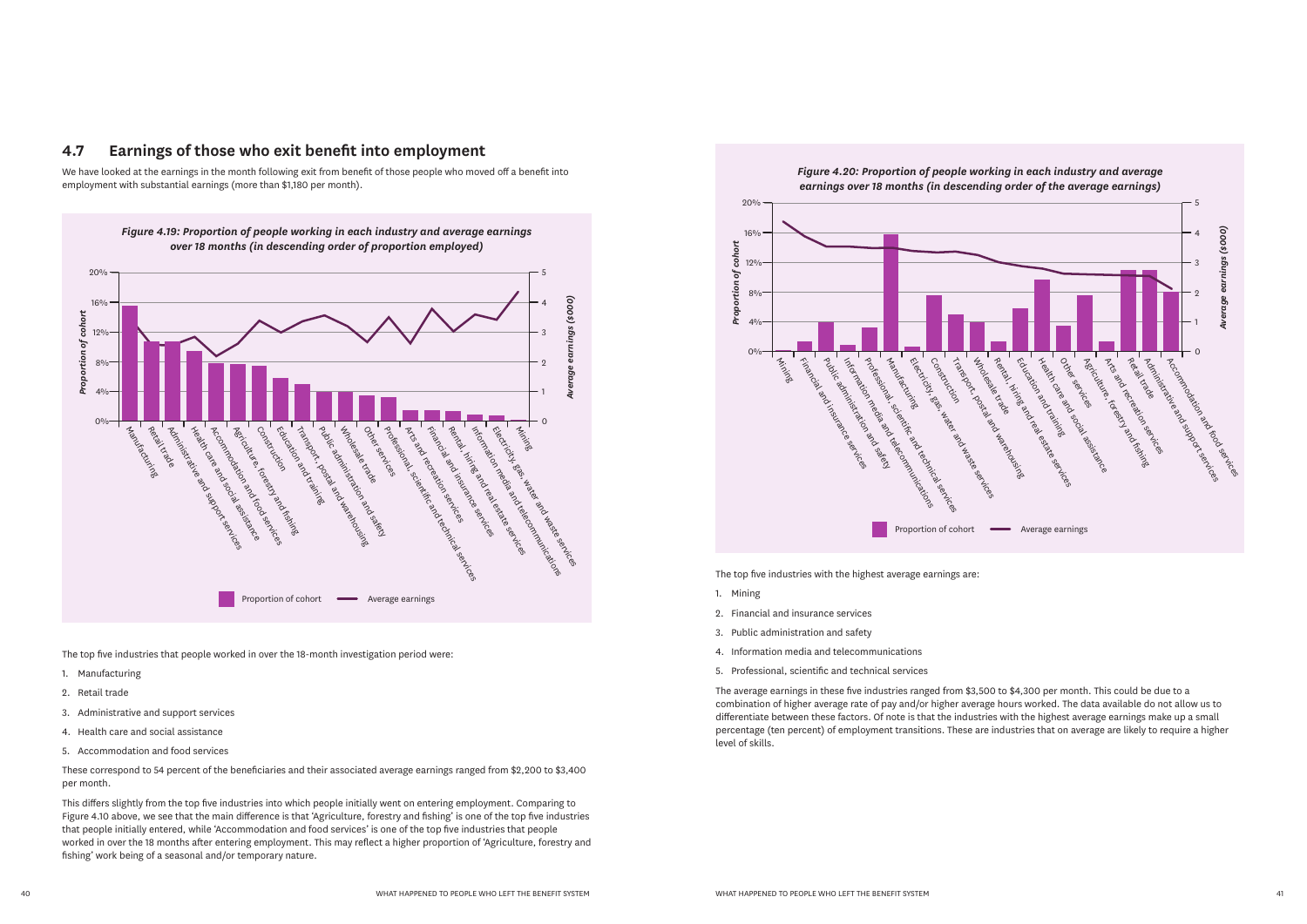## 4.7 Earnings of those who exit benefit into employment

We have looked at the earnings in the month following exit from benefit of those people who moved off a benefit into employment with substantial earnings (more than $1,180 per month).

*Figure 4.19: Proportion of people working in each industry and average earnings over 18 months (in descending order of proportion employed)*

The top five industries that people worked in over the 18-month investigation period were:

1. Manufacturing
2. Retail trade
3. Administrative and support services
4. Health care and social assistance
5. Accommodation and food services

These correspond to 54 percent of the beneficiaries and their associated average earnings ranged from $2,200 to $3,400 per month.

This differs slightly from the top five industries into which people initially went on entering employment. Comparing to Figure 4.10 above, we see that the main difference is that 'Agriculture, forestry and fishing' is one of the top five industries that people initially entered, while 'Accommodation and food services' is one of the top five industries that people worked in over the 18 months after entering employment. This may reflect a higher proportion of 'Agriculture, forestry and fishing' work being of a seasonal and/or temporary nature.

*Figure 4.20: Proportion of people working in each industry and average earnings over 18 months (in descending order of the average earnings)*

The top five industries with the highest average earnings are:

1. Mining
2. Financial and insurance services
3. Public administration and safety
4. Information media and telecommunications
5. Professional, scientific and technical services

The average earnings in these five industries ranged from $3,500 to $4,300 per month. This could be due to a combination of higher average rate of pay and/or higher average hours worked. The data available do not allow us to differentiate between these factors. Of note is that the industries with the highest average earnings make up a small percentage (ten percent) of employment transitions. These are industries that on average are likely to require a higher level of skills.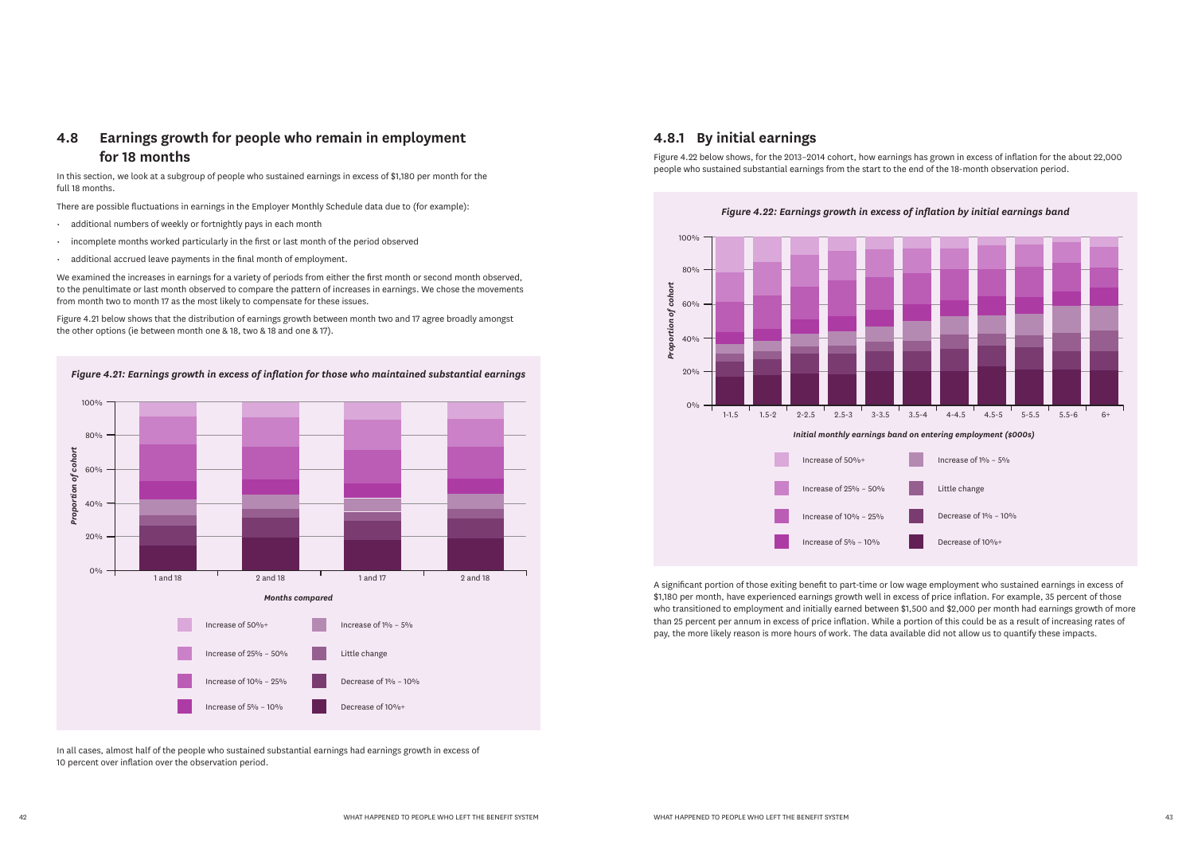## 4.8 Earnings growth for people who remain in employment for 18 months

In this section, we look at a subgroup of people who sustained earnings in excess of $1,180 per month for the full 18 months.

There are possible fluctuations in earnings in the Employer Monthly Schedule data due to (for example):

- additional numbers of weekly or fortnightly pays in each month
- incomplete months worked particularly in the first or last month of the period observed
- additional accrued leave payments in the final month of employment.

We examined the increases in earnings for a variety of periods from either the first month or second month observed, to the penultimate or last month observed to compare the pattern of increases in earnings. We chose the movements from month two to month 17 as the most likely to compensate for these issues.

Figure 4.21 below shows that the distribution of earnings growth between month two and 17 agree broadly amongst the other options (ie between month one & 18, two & 18 and one & 17).

*Figure 4.21: Earnings growth in excess of inflation for those who maintained substantial earnings*

In all cases, almost half of the people who sustained substantial earnings had earnings growth in excess of 10 percent over inflation over the observation period.

### 4.8.1 By initial earnings

Figure 4.22 below shows, for the 2013–2014 cohort, how earnings has grown in excess of inflation for the about 22,000 people who sustained substantial earnings from the start to the end of the 18-month observation period.

*Figure 4.22: Earnings growth in excess of inflation by initial earnings band*

A significant portion of those exiting benefit to part-time or low wage employment who sustained earnings in excess of $1,180 per month, have experienced earnings growth well in excess of price inflation. For example, 35 percent of those who transitioned to employment and initially earned between $1,500 and $2,000 per month had earnings growth of more than 25 percent per annum in excess of price inflation. While a portion of this could be as a result of increasing rates of pay, the more likely reason is more hours of work. The data available did not allow us to quantify these impacts.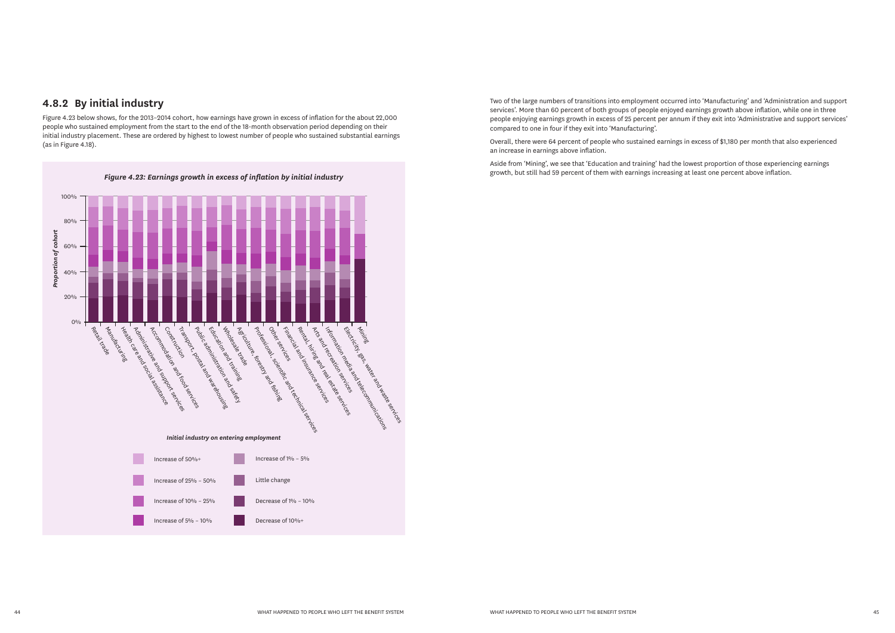## 4.8.2 By initial industry

Figure 4.23 below shows, for the 2013–2014 cohort, how earnings have grown in excess of inflation for the about 22,000 people who sustained employment from the start to the end of the 18-month observation period depending on their initial industry placement. These are ordered by highest to lowest number of people who sustained substantial earnings (as in Figure 4.18).

*Figure 4.23: Earnings growth in excess of inflation by initial industry*

Two of the large numbers of transitions into employment occurred into 'Manufacturing' and 'Administration and support services'. More than 60 percent of both groups of people enjoyed earnings growth above inflation, while one in three people enjoying earnings growth in excess of 25 percent per annum if they exit into 'Administrative and support services' compared to one in four if they exit into 'Manufacturing'.

Overall, there were 64 percent of people who sustained earnings in excess of $1,180 per month that also experienced an increase in earnings above inflation.

Aside from 'Mining', we see that 'Education and training' had the lowest proportion of those experiencing earnings growth, but still had 59 percent of them with earnings increasing at least one percent above inflation.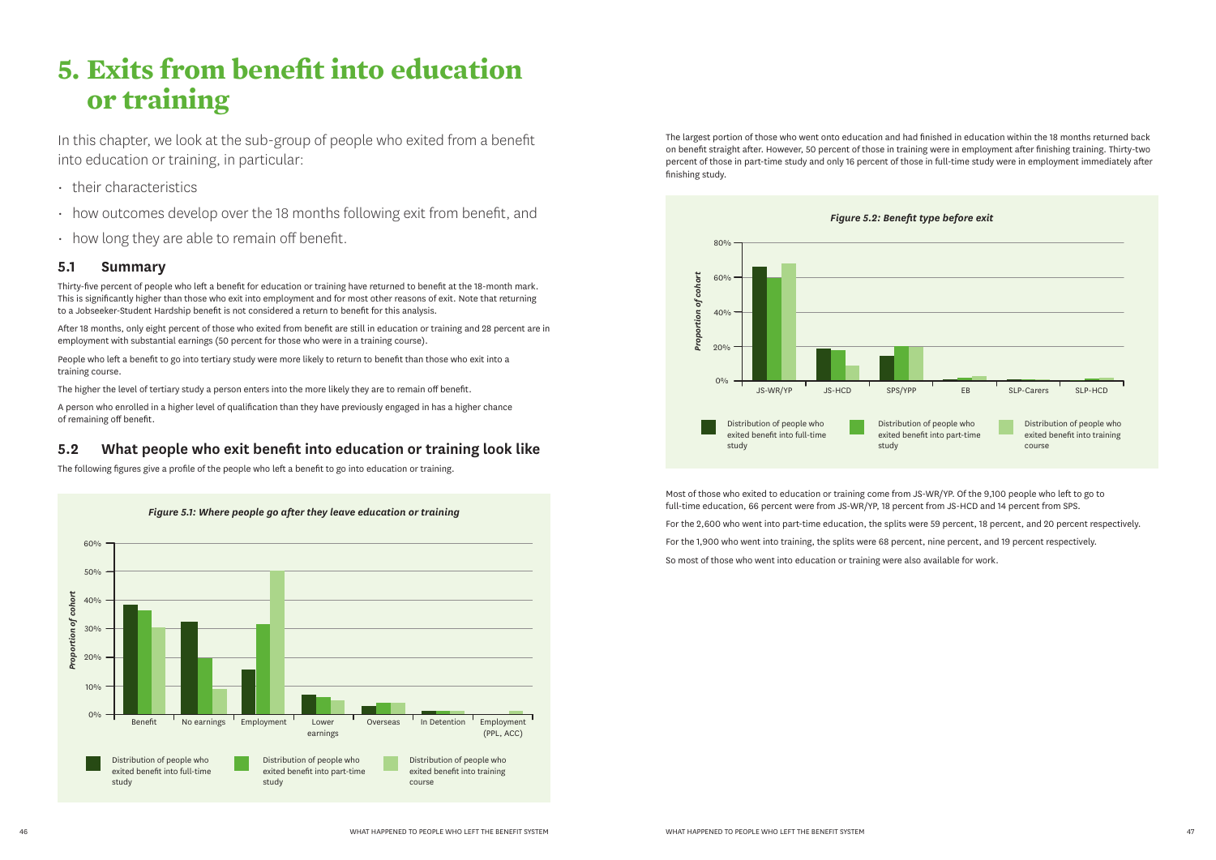# 5. Exits from benefit into education or training

In this chapter, we look at the sub-group of people who exited from a benefit into education or training, in particular:

- their characteristics
- how outcomes develop over the 18 months following exit from benefit, and
- how long they are able to remain off benefit.

## 5.1 Summary

Thirty-five percent of people who left a benefit for education or training have returned to benefit at the 18-month mark. This is significantly higher than those who exit into employment and for most other reasons of exit. Note that returning to a Jobseeker-Student Hardship benefit is not considered a return to benefit for this analysis.

After 18 months, only eight percent of those who exited from benefit are still in education or training and 28 percent are in employment with substantial earnings (50 percent for those who were in a training course).

People who left a benefit to go into tertiary study were more likely to return to benefit than those who exit into a training course.

The higher the level of tertiary study a person enters into the more likely they are to remain off benefit.

A person who enrolled in a higher level of qualification than they have previously engaged in has a higher chance of remaining off benefit.

## 5.2 What people who exit benefit into education or training look like

The following figures give a profile of the people who left a benefit to go into education or training.

*Figure 5.1: Where people go after they leave education or training*

The largest portion of those who went onto education and had finished in education within the 18 months returned back on benefit straight after. However, 50 percent of those in training were in employment after finishing training. Thirty-two percent of those in part-time study and only 16 percent of those in full-time study were in employment immediately after finishing study.

*Figure 5.2: Benefit type before exit*

Most of those who exited to education or training come from JS-WR/YP. Of the 9,100 people who left to go to full-time education, 66 percent were from JS-WR/YP, 18 percent from JS-HCD and 14 percent from SPS.

For the 2,600 who went into part-time education, the splits were 59 percent, 18 percent, and 20 percent respectively.

For the 1,900 who went into training, the splits were 68 percent, nine percent, and 19 percent respectively.

So most of those who went into education or training were also available for work.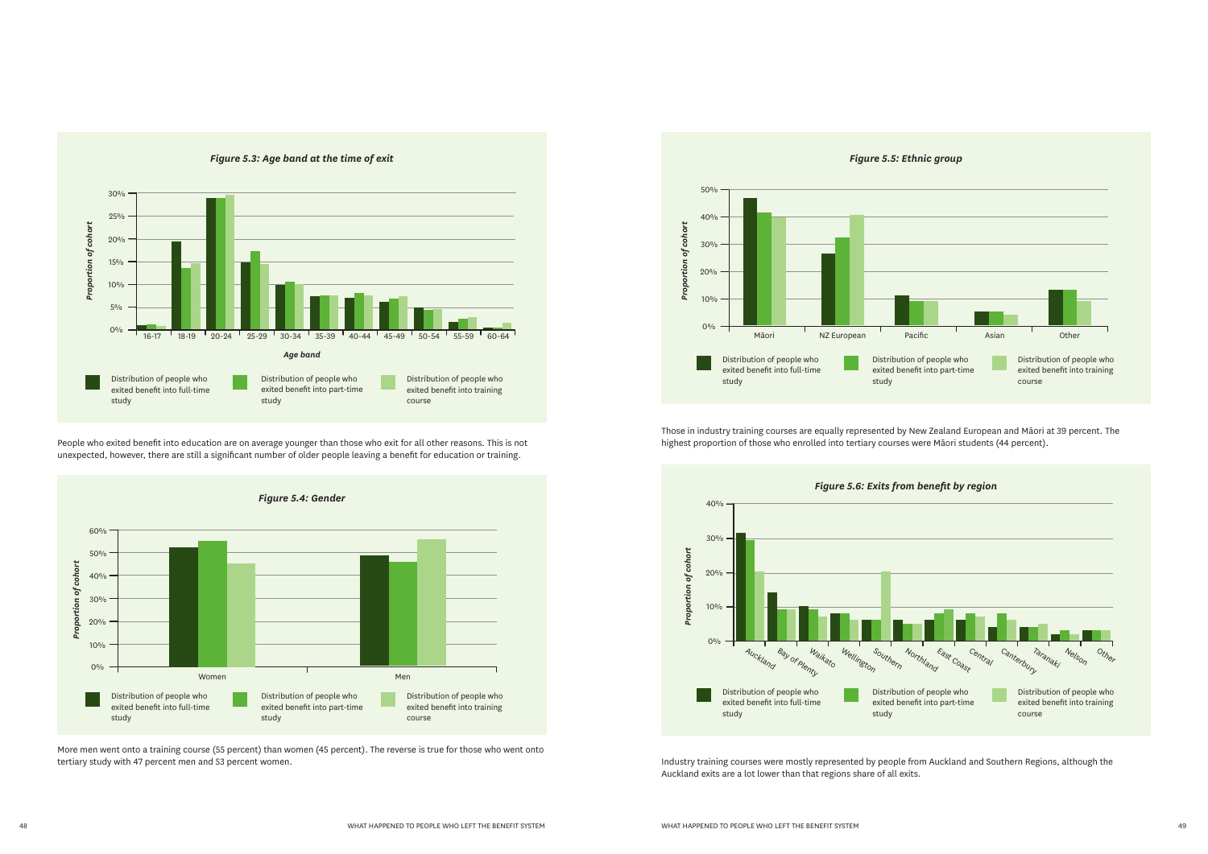*Figure 5.3: Age band at the time of exit*

People who exited benefit into education are on average younger than those who exit for all other reasons. This is not unexpected, however, there are still a significant number of older people leaving a benefit for education or training.

*Figure 5.4: Gender*

More men went onto a training course (55 percent) than women (45 percent). The reverse is true for those who went onto tertiary study with 47 percent men and 53 percent women.

*Figure 5.5: Ethnic group*

Those in industry training courses are equally represented by New Zealand European and Māori at 39 percent. The highest proportion of those who enrolled into tertiary courses were Māori students (44 percent).

*Figure 5.6: Exits from benefit by region*

Industry training courses were mostly represented by people from Auckland and Southern Regions, although the Auckland exits are a lot lower than that regions share of all exits.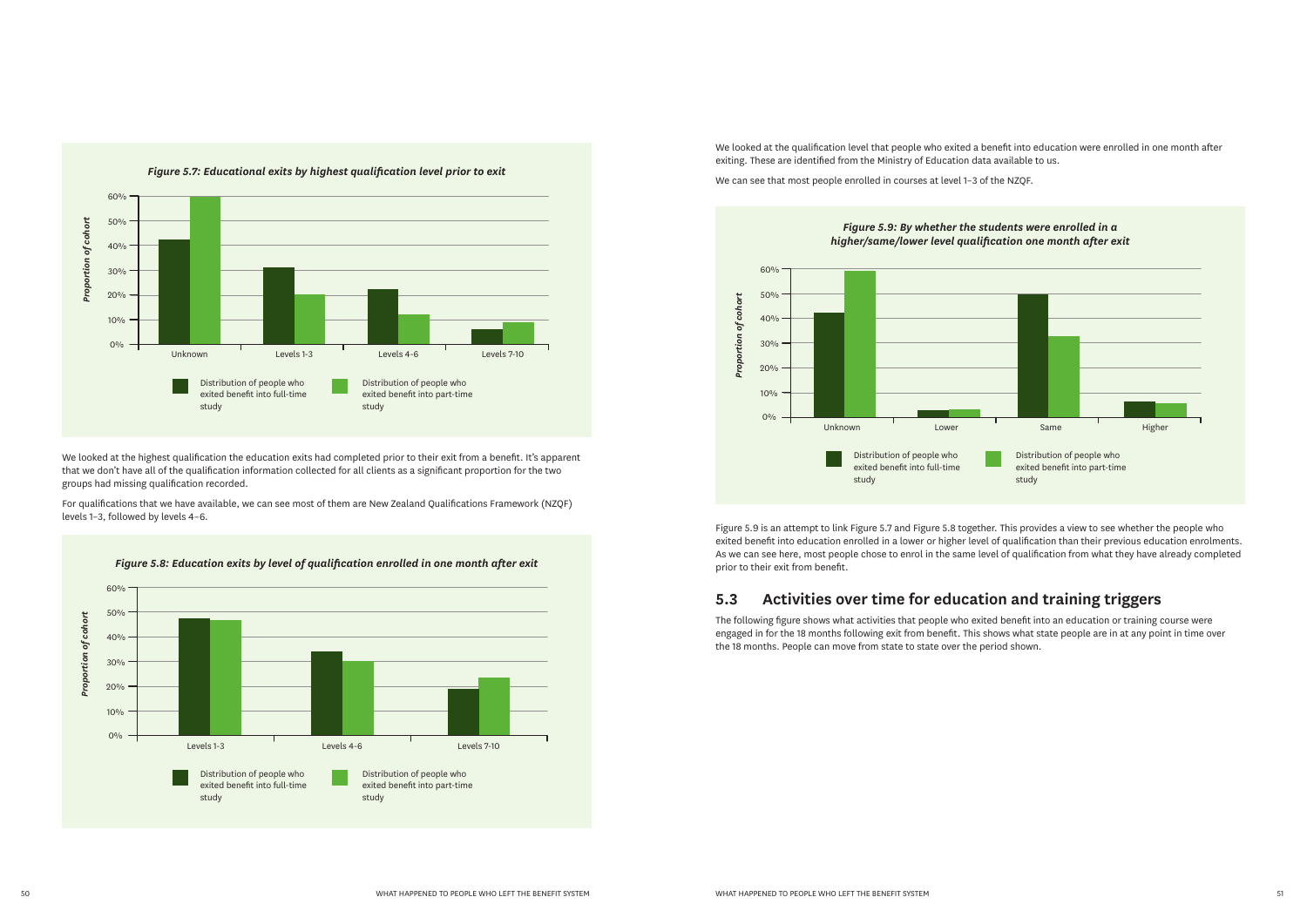*Figure 5.7: Educational exits by highest qualification level prior to exit*

We looked at the highest qualification the education exits had completed prior to their exit from a benefit. It's apparent that we don't have all of the qualification information collected for all clients as a significant proportion for the two groups had missing qualification recorded.

For qualifications that we have available, we can see most of them are New Zealand Qualifications Framework (NZQF) levels 1–3, followed by levels 4–6.

*Figure 5.8: Education exits by level of qualification enrolled in one month after exit*

We looked at the qualification level that people who exited a benefit into education were enrolled in one month after exiting. These are identified from the Ministry of Education data available to us.

We can see that most people enrolled in courses at level 1–3 of the NZQF.

*Figure 5.9: By whether the students were enrolled in a higher/same/lower level qualification one month after exit*

Figure 5.9 is an attempt to link Figure 5.7 and Figure 5.8 together. This provides a view to see whether the people who exited benefit into education enrolled in a lower or higher level of qualification than their previous education enrolments. As we can see here, most people chose to enrol in the same level of qualification from what they have already completed prior to their exit from benefit.

## 5.3 Activities over time for education and training triggers

The following figure shows what activities that people who exited benefit into an education or training course were engaged in for the 18 months following exit from benefit. This shows what state people are in at any point in time over the 18 months. People can move from state to state over the period shown.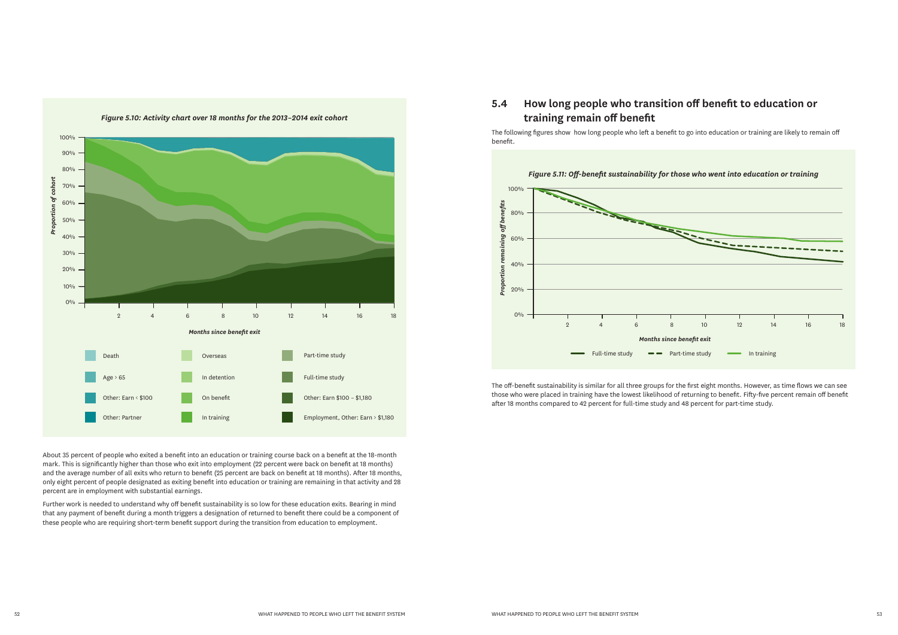*Figure 5.10: Activity chart over 18 months for the 2013–2014 exit cohort*

About 35 percent of people who exited a benefit into an education or training course back on a benefit at the 18-month mark. This is significantly higher than those who exit into employment (22 percent were back on benefit at 18 months) and the average number of all exits who return to benefit (25 percent are back on benefit at 18 months). After 18 months, only eight percent of people designated as exiting benefit into education or training are remaining in that activity and 28 percent are in employment with substantial earnings.

Further work is needed to understand why off benefit sustainability is so low for these education exits. Bearing in mind that any payment of benefit during a month triggers a designation of returned to benefit there could be a component of these people who are requiring short-term benefit support during the transition from education to employment.

## 5.4 How long people who transition off benefit to education or training remain off benefit

The following figures show how long people who left a benefit to go into education or training are likely to remain off benefit.

*Figure 5.11: Off-benefit sustainability for those who went into education or training*

The off-benefit sustainability is similar for all three groups for the first eight months. However, as time flows we can see those who were placed in training have the lowest likelihood of returning to benefit. Fifty-five percent remain off benefit after 18 months compared to 42 percent for full-time study and 48 percent for part-time study.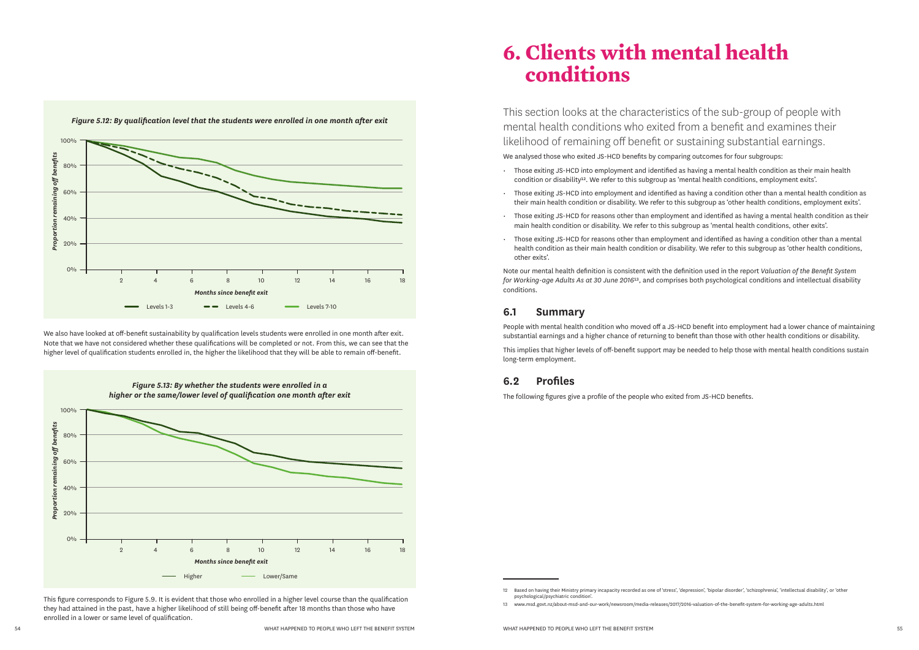**Figure 5.12: By qualification level that the students were enrolled in one month after exit**

We also have looked at off-benefit sustainability by qualification levels students were enrolled in one month after exit. Note that we have not considered whether these qualifications will be completed or not. From this, we can see that the higher level of qualification students enrolled in, the higher the likelihood that they will be able to remain off-benefit.

**Figure 5.13: By whether the students were enrolled in a higher or the same/lower level of qualification one month after exit**

This figure corresponds to Figure 5.9. It is evident that those who enrolled in a higher level course than the qualification they had attained in the past, have a higher likelihood of still being off-benefit after 18 months than those who have enrolled in a lower or same level of qualification.

# 6. Clients with mental health conditions

This section looks at the characteristics of the sub-group of people with mental health conditions who exited from a benefit and examines their likelihood of remaining off benefit or sustaining substantial earnings.

We analysed those who exited JS-HCD benefits by comparing outcomes for four subgroups:

- Those exiting JS-HCD into employment and identified as having a mental health condition as their main health condition or disability[12]. We refer to this subgroup as 'mental health conditions, employment exits'.
- Those exiting JS-HCD into employment and identified as having a condition other than a mental health condition as their main health condition or disability. We refer to this subgroup as 'other health conditions, employment exits'.
- Those exiting JS-HCD for reasons other than employment and identified as having a mental health condition as their main health condition or disability. We refer to this subgroup as 'mental health conditions, other exits'.
- Those exiting JS-HCD for reasons other than employment and identified as having a condition other than a mental health condition as their main health condition or disability. We refer to this subgroup as 'other health conditions, other exits'.

Note our mental health definition is consistent with the definition used in the report *Valuation of the Benefit System for Working-age Adults As at 30 June 2016*[13], and comprises both psychological conditions and intellectual disability conditions.

## 6.1 Summary

People with mental health condition who moved off a JS-HCD benefit into employment had a lower chance of maintaining substantial earnings and a higher chance of returning to benefit than those with other health conditions or disability.

This implies that higher levels of off-benefit support may be needed to help those with mental health conditions sustain long-term employment.

## 6.2 Profiles

The following figures give a profile of the people who exited from JS-HCD benefits.

12 Based on having their Ministry primary incapacity recorded as one of 'stress', 'depression', 'bipolar disorder', 'schizophrenia', 'intellectual disability', or 'other psychological/psychiatric condition'.

13 www.msd.govt.nz/about-msd-and-our-work/newsroom/media-releases/2017/2016-valuation-of-the-benefit-system-for-working-age-adults.html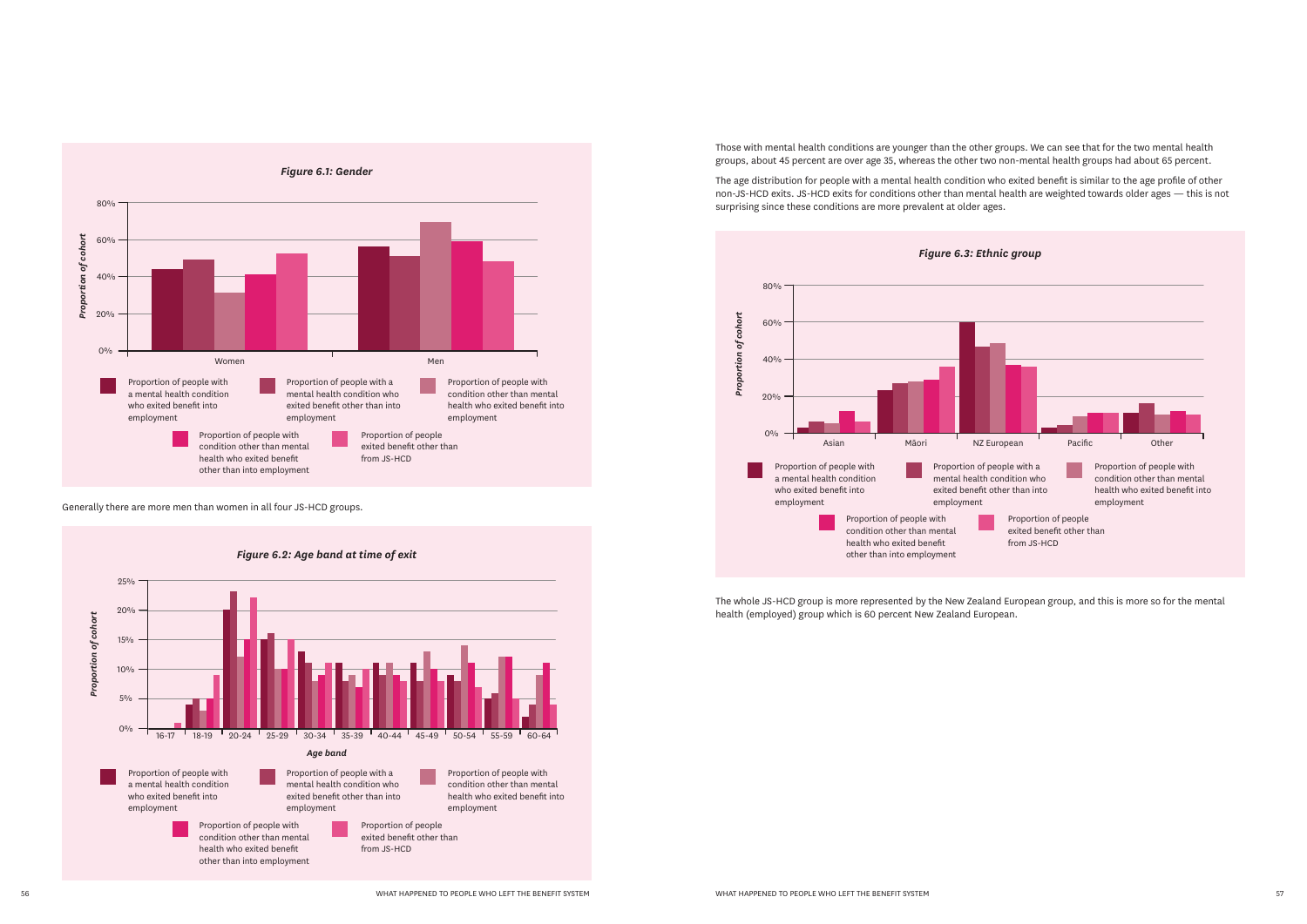*Figure 6.1: Gender*

Generally there are more men than women in all four JS-HCD groups.

*Figure 6.2: Age band at time of exit*

Those with mental health conditions are younger than the other groups. We can see that for the two mental health groups, about 45 percent are over age 35, whereas the other two non-mental health groups had about 65 percent.

The age distribution for people with a mental health condition who exited benefit is similar to the age profile of other non-JS-HCD exits. JS-HCD exits for conditions other than mental health are weighted towards older ages — this is not surprising since these conditions are more prevalent at older ages.

*Figure 6.3: Ethnic group*

The whole JS-HCD group is more represented by the New Zealand European group, and this is more so for the mental health (employed) group which is 60 percent New Zealand European.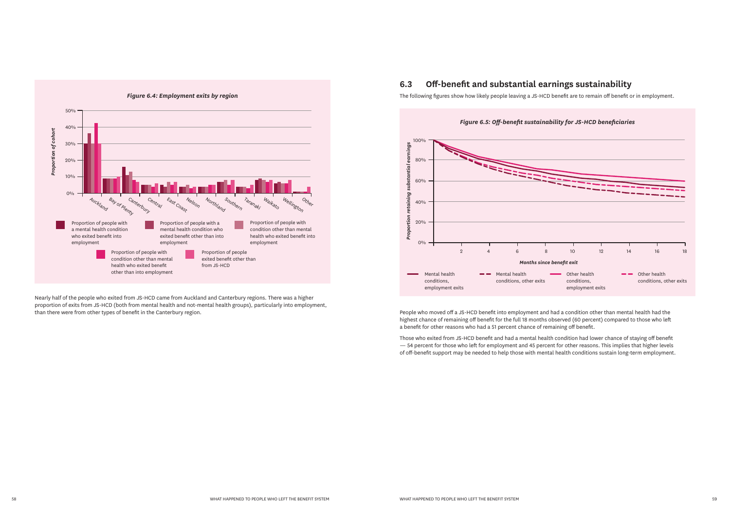*Figure 6.4: Employment exits by region*

Nearly half of the people who exited from JS-HCD came from Auckland and Canterbury regions. There was a higher proportion of exits from JS-HCD (both from mental health and not-mental health groups), particularly into employment, than there were from other types of benefit in the Canterbury region.

## 6.3 Off-benefit and substantial earnings sustainability

The following figures show how likely people leaving a JS-HCD benefit are to remain off benefit or in employment.

*Figure 6.5: Off-benefit sustainability for JS-HCD beneficiaries*

People who moved off a JS-HCD benefit into employment and had a condition other than mental health had the highest chance of remaining off benefit for the full 18 months observed (60 percent) compared to those who left a benefit for other reasons who had a 51 percent chance of remaining off benefit.

Those who exited from JS-HCD benefit and had a mental health condition had lower chance of staying off benefit — 54 percent for those who left for employment and 45 percent for other reasons. This implies that higher levels of off-benefit support may be needed to help those with mental health conditions sustain long-term employment.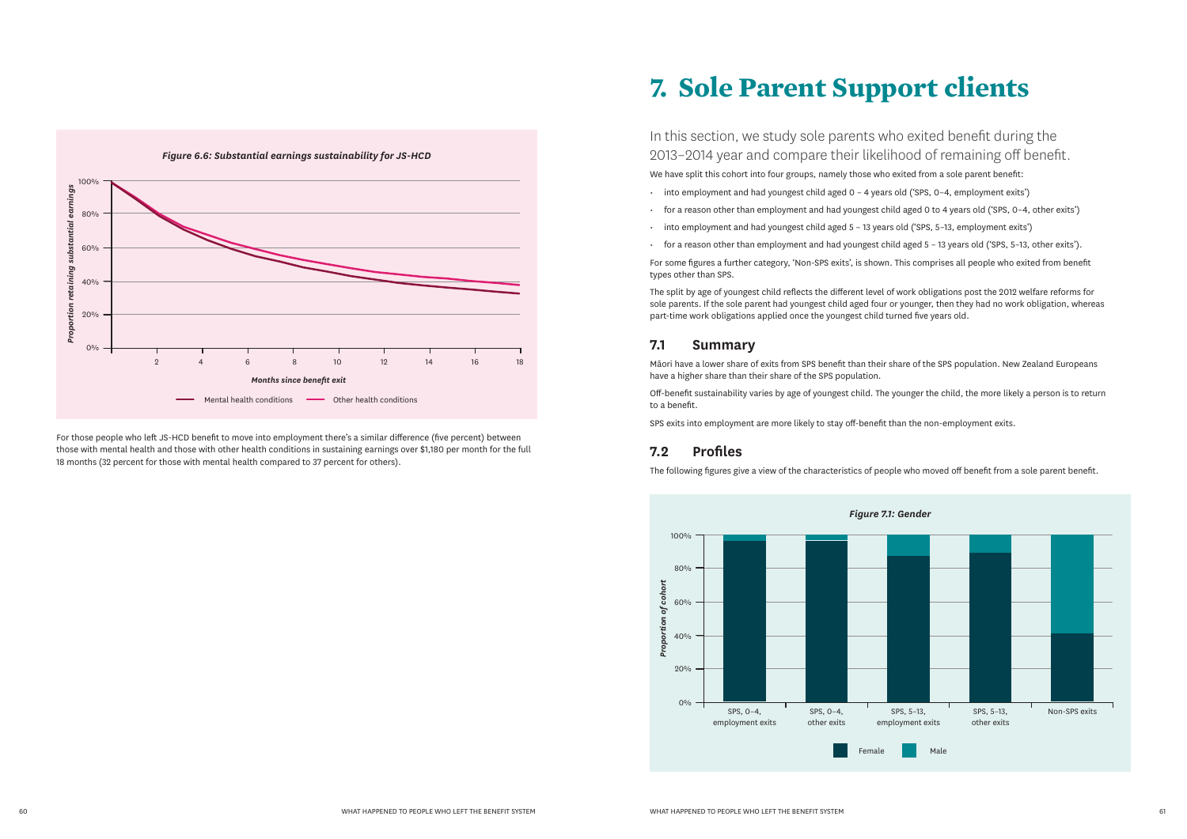*Figure 6.6: Substantial earnings sustainability for JS-HCD*

For those people who left JS-HCD benefit to move into employment there's a similar difference (five percent) between those with mental health and those with other health conditions in sustaining earnings over $1,180 per month for the full 18 months (32 percent for those with mental health compared to 37 percent for others).

# 7. Sole Parent Support clients

In this section, we study sole parents who exited benefit during the 2013–2014 year and compare their likelihood of remaining off benefit.

We have split this cohort into four groups, namely those who exited from a sole parent benefit:

- into employment and had youngest child aged 0 – 4 years old ('SPS, 0–4, employment exits')
- for a reason other than employment and had youngest child aged 0 to 4 years old ('SPS, 0–4, other exits')
- into employment and had youngest child aged 5 – 13 years old ('SPS, 5–13, employment exits')
- for a reason other than employment and had youngest child aged 5 – 13 years old ('SPS, 5–13, other exits').

For some figures a further category, 'Non-SPS exits', is shown. This comprises all people who exited from benefit types other than SPS.

The split by age of youngest child reflects the different level of work obligations post the 2012 welfare reforms for sole parents. If the sole parent had youngest child aged four or younger, then they had no work obligation, whereas part-time work obligations applied once the youngest child turned five years old.

## 7.1 Summary

Māori have a lower share of exits from SPS benefit than their share of the SPS population. New Zealand Europeans have a higher share than their share of the SPS population.

Off-benefit sustainability varies by age of youngest child. The younger the child, the more likely a person is to return to a benefit.

SPS exits into employment are more likely to stay off-benefit than the non-employment exits.

## 7.2 Profiles

The following figures give a view of the characteristics of people who moved off benefit from a sole parent benefit.

*Figure 7.1: Gender*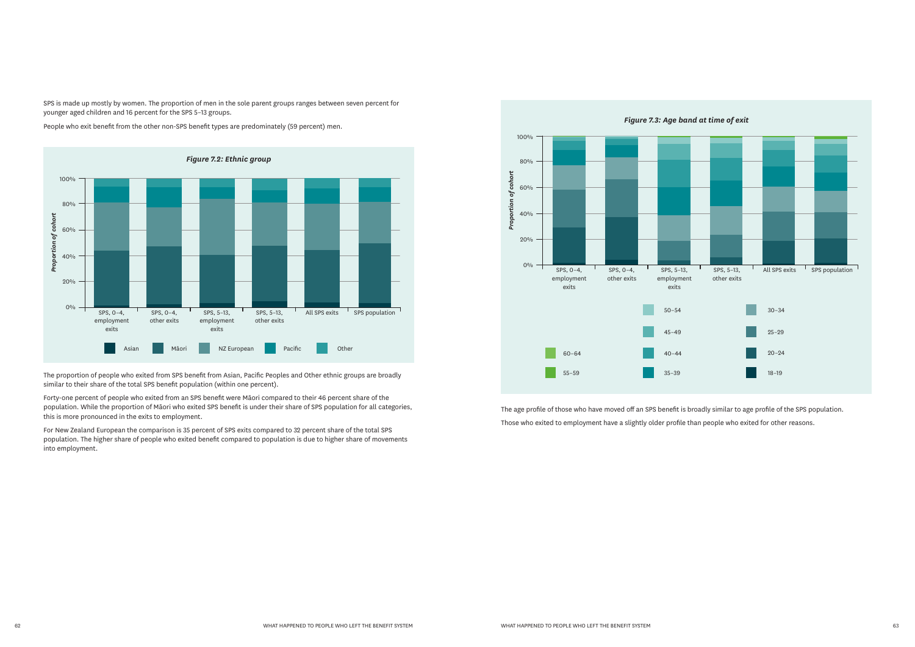SPS is made up mostly by women. The proportion of men in the sole parent groups ranges between seven percent for younger aged children and 16 percent for the SPS 5–13 groups.

People who exit benefit from the other non-SPS benefit types are predominately (59 percent) men.

*Figure 7.2: Ethnic group*

The proportion of people who exited from SPS benefit from Asian, Pacific Peoples and Other ethnic groups are broadly similar to their share of the total SPS benefit population (within one percent).

Forty-one percent of people who exited from an SPS benefit were Māori compared to their 46 percent share of the population. While the proportion of Māori who exited SPS benefit is under their share of SPS population for all categories, this is more pronounced in the exits to employment.

For New Zealand European the comparison is 35 percent of SPS exits compared to 32 percent share of the total SPS population. The higher share of people who exited benefit compared to population is due to higher share of movements into employment.

*Figure 7.3: Age band at time of exit*

The age profile of those who have moved off an SPS benefit is broadly similar to age profile of the SPS population.

Those who exited to employment have a slightly older profile than people who exited for other reasons.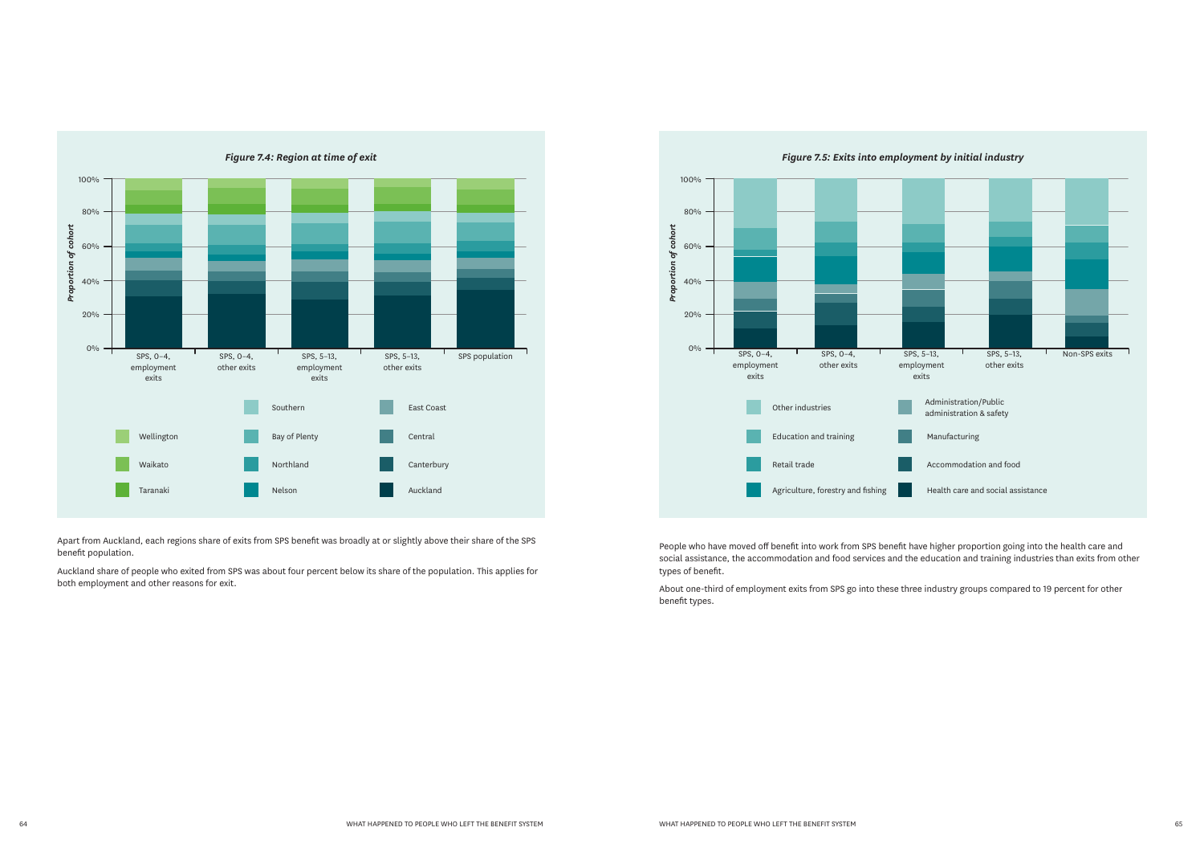*Figure 7.4: Region at time of exit*

Proportion of cohort

Categories: SPS, 0–4, employment exits; SPS, 0–4, other exits; SPS, 5–13, employment exits; SPS, 5–13, other exits; SPS population

Legend: Southern, East Coast, Wellington, Bay of Plenty, Central, Waikato, Northland, Canterbury, Taranaki, Nelson, Auckland

Apart from Auckland, each regions share of exits from SPS benefit was broadly at or slightly above their share of the SPS benefit population.

Auckland share of people who exited from SPS was about four percent below its share of the population. This applies for both employment and other reasons for exit.

*Figure 7.5: Exits into employment by initial industry*

Proportion of cohort

Categories: SPS, 0–4, employment exits; SPS, 0–4, other exits; SPS, 5–13, employment exits; SPS, 5–13, other exits; Non-SPS exits

Legend: Other industries, Administration/Public administration & safety, Education and training, Manufacturing, Retail trade, Accommodation and food, Agriculture, forestry and fishing, Health care and social assistance

People who have moved off benefit into work from SPS benefit have higher proportion going into the health care and social assistance, the accommodation and food services and the education and training industries than exits from other types of benefit.

About one-third of employment exits from SPS go into these three industry groups compared to 19 percent for other benefit types.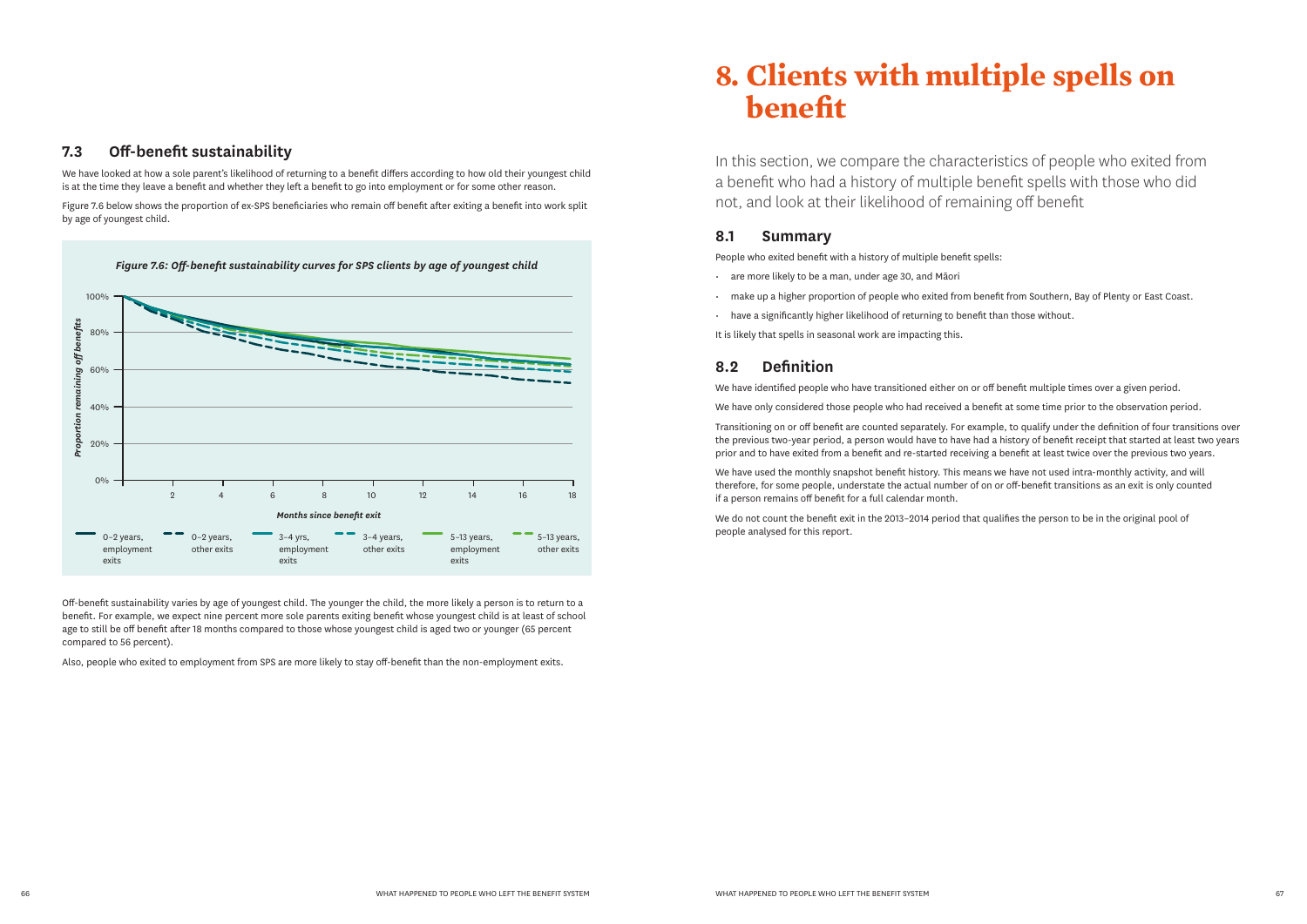## 7.3 Off-benefit sustainability

We have looked at how a sole parent's likelihood of returning to a benefit differs according to how old their youngest child is at the time they leave a benefit and whether they left a benefit to go into employment or for some other reason.

Figure 7.6 below shows the proportion of ex-SPS beneficiaries who remain off benefit after exiting a benefit into work split by age of youngest child.

*Figure 7.6: Off-benefit sustainability curves for SPS clients by age of youngest child*

Off-benefit sustainability varies by age of youngest child. The younger the child, the more likely a person is to return to a benefit. For example, we expect nine percent more sole parents exiting benefit whose youngest child is at least of school age to still be off benefit after 18 months compared to those whose youngest child is aged two or younger (65 percent compared to 56 percent).

Also, people who exited to employment from SPS are more likely to stay off-benefit than the non-employment exits.

# 8. Clients with multiple spells on benefit

In this section, we compare the characteristics of people who exited from a benefit who had a history of multiple benefit spells with those who did not, and look at their likelihood of remaining off benefit

## 8.1 Summary

People who exited benefit with a history of multiple benefit spells:

- are more likely to be a man, under age 30, and Māori
- make up a higher proportion of people who exited from benefit from Southern, Bay of Plenty or East Coast.
- have a significantly higher likelihood of returning to benefit than those without.

It is likely that spells in seasonal work are impacting this.

## 8.2 Definition

We have identified people who have transitioned either on or off benefit multiple times over a given period.

We have only considered those people who had received a benefit at some time prior to the observation period.

Transitioning on or off benefit are counted separately. For example, to qualify under the definition of four transitions over the previous two-year period, a person would have to have had a history of benefit receipt that started at least two years prior and to have exited from a benefit and re-started receiving a benefit at least twice over the previous two years.

We have used the monthly snapshot benefit history. This means we have not used intra-monthly activity, and will therefore, for some people, understate the actual number of on or off-benefit transitions as an exit is only counted if a person remains off benefit for a full calendar month.

We do not count the benefit exit in the 2013–2014 period that qualifies the person to be in the original pool of people analysed for this report.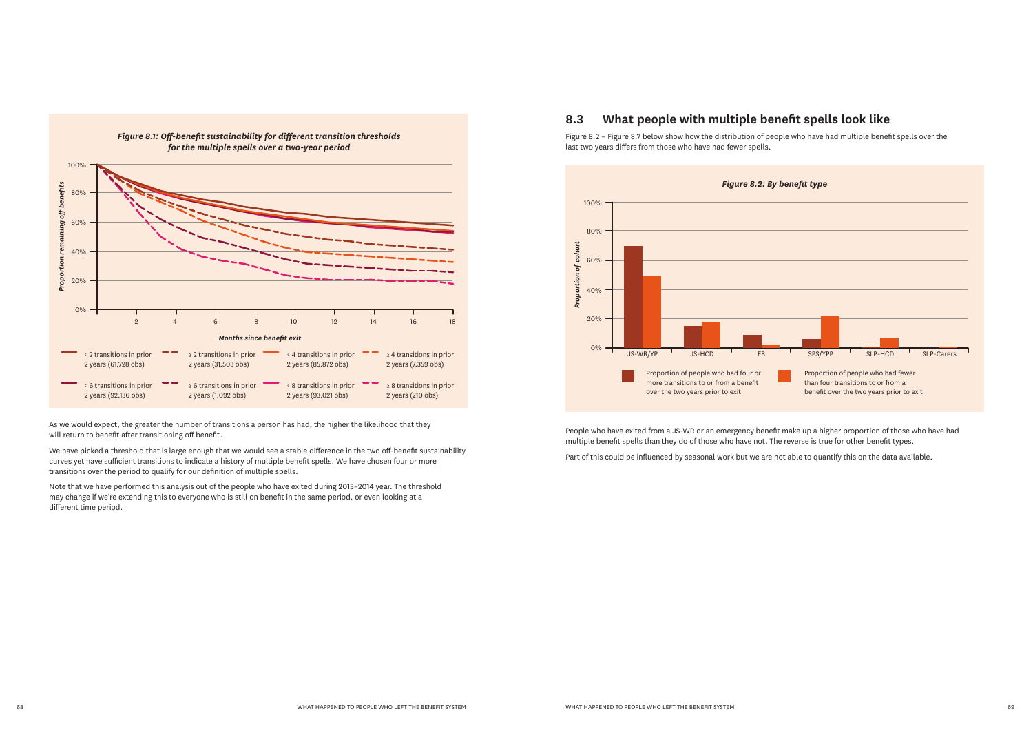*Figure 8.1: Off-benefit sustainability for different transition thresholds for the multiple spells over a two-year period*

- < 2 transitions in prior 2 years (61,728 obs)
- ≥ 2 transitions in prior 2 years (31,503 obs)
- < 4 transitions in prior 2 years (85,872 obs)
- ≥ 4 transitions in prior 2 years (7,359 obs)
- < 6 transitions in prior 2 years (92,136 obs)
- ≥ 6 transitions in prior 2 years (1,092 obs)
- < 8 transitions in prior 2 years (93,021 obs)
- ≥ 8 transitions in prior 2 years (210 obs)

As we would expect, the greater the number of transitions a person has had, the higher the likelihood that they will return to benefit after transitioning off benefit.

We have picked a threshold that is large enough that we would see a stable difference in the two off-benefit sustainability curves yet have sufficient transitions to indicate a history of multiple benefit spells. We have chosen four or more transitions over the period to qualify for our definition of multiple spells.

Note that we have performed this analysis out of the people who have exited during 2013–2014 year. The threshold may change if we're extending this to everyone who is still on benefit in the same period, or even looking at a different time period.

## 8.3 What people with multiple benefit spells look like

Figure 8.2 – Figure 8.7 below show how the distribution of people who have had multiple benefit spells over the last two years differs from those who have had fewer spells.

*Figure 8.2: By benefit type*

- Proportion of people who had four or more transitions to or from a benefit over the two years prior to exit
- Proportion of people who had fewer than four transitions to or from a benefit over the two years prior to exit

People who have exited from a JS-WR or an emergency benefit make up a higher proportion of those who have had multiple benefit spells than they do of those who have not. The reverse is true for other benefit types.

Part of this could be influenced by seasonal work but we are not able to quantify this on the data available.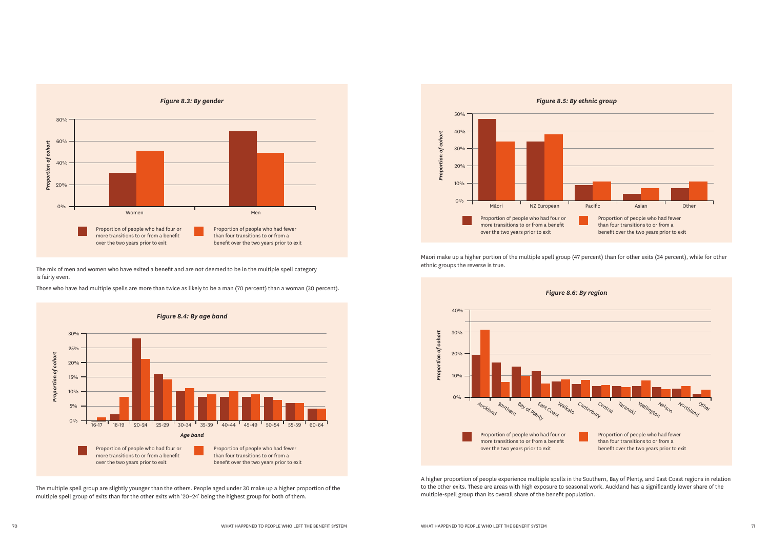***Figure 8.3: By gender***

*Proportion of cohort*

Women, Men

Proportion of people who had four or more transitions to or from a benefit over the two years prior to exit

Proportion of people who had fewer than four transitions to or from a benefit over the two years prior to exit

The mix of men and women who have exited a benefit and are not deemed to be in the multiple spell category is fairly even.

Those who have had multiple spells are more than twice as likely to be a man (70 percent) than a woman (30 percent).

***Figure 8.4: By age band***

*Proportion of cohort*

*Age band*

16-17, 18-19, 20-24, 25-29, 30-34, 35-39, 40-44, 45-49, 50-54, 55-59, 60-64

Proportion of people who had four or more transitions to or from a benefit over the two years prior to exit

Proportion of people who had fewer than four transitions to or from a benefit over the two years prior to exit

The multiple spell group are slightly younger than the others. People aged under 30 make up a higher proportion of the multiple spell group of exits than for the other exits with '20–24' being the highest group for both of them.

***Figure 8.5: By ethnic group***

*Proportion of cohort*

Māori, NZ European, Pacific, Asian, Other

Proportion of people who had four or more transitions to or from a benefit over the two years prior to exit

Proportion of people who had fewer than four transitions to or from a benefit over the two years prior to exit

Māori make up a higher portion of the multiple spell group (47 percent) than for other exits (34 percent), while for other ethnic groups the reverse is true.

***Figure 8.6: By region***

*Proportion of cohort*

Auckland, Southern, Bay of Plenty, East Coast, Waikato, Canterbury, Central, Taranaki, Wellington, Nelson, Northland, Other

Proportion of people who had four or more transitions to or from a benefit over the two years prior to exit

Proportion of people who had fewer than four transitions to or from a benefit over the two years prior to exit

A higher proportion of people experience multiple spells in the Southern, Bay of Plenty, and East Coast regions in relation to the other exits. These are areas with high exposure to seasonal work. Auckland has a significantly lower share of the multiple-spell group than its overall share of the benefit population.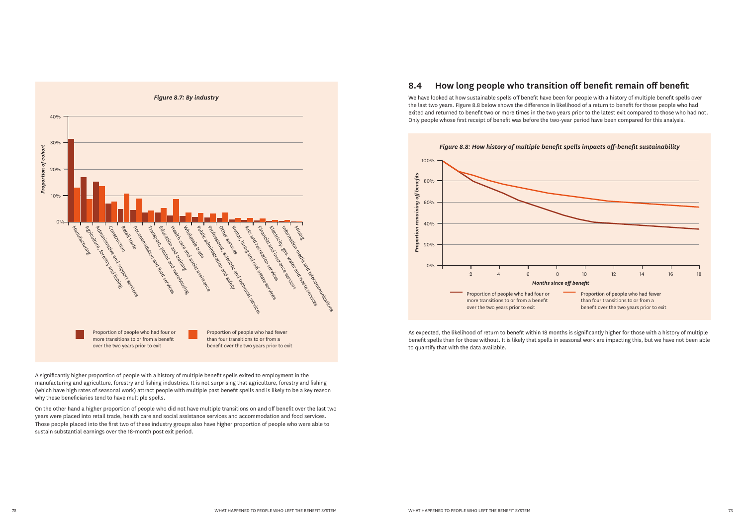*Figure 8.7: By industry*

A significantly higher proportion of people with a history of multiple benefit spells exited to employment in the manufacturing and agriculture, forestry and fishing industries. It is not surprising that agriculture, forestry and fishing (which have high rates of seasonal work) attract people with multiple past benefit spells and is likely to be a key reason why these beneficiaries tend to have multiple spells.

On the other hand a higher proportion of people who did not have multiple transitions on and off benefit over the last two years were placed into retail trade, health care and social assistance services and accommodation and food services. Those people placed into the first two of these industry groups also have higher proportion of people who were able to sustain substantial earnings over the 18-month post exit period.

## 8.4 How long people who transition off benefit remain off benefit

We have looked at how sustainable spells off benefit have been for people with a history of multiple benefit spells over the last two years. Figure 8.8 below shows the difference in likelihood of a return to benefit for those people who had exited and returned to benefit two or more times in the two years prior to the latest exit compared to those who had not. Only people whose first receipt of benefit was before the two-year period have been compared for this analysis.

*Figure 8.8: How history of multiple benefit spells impacts off-benefit sustainability*

As expected, the likelihood of return to benefit within 18 months is significantly higher for those with a history of multiple benefit spells than for those without. It is likely that spells in seasonal work are impacting this, but we have not been able to quantify that with the data available.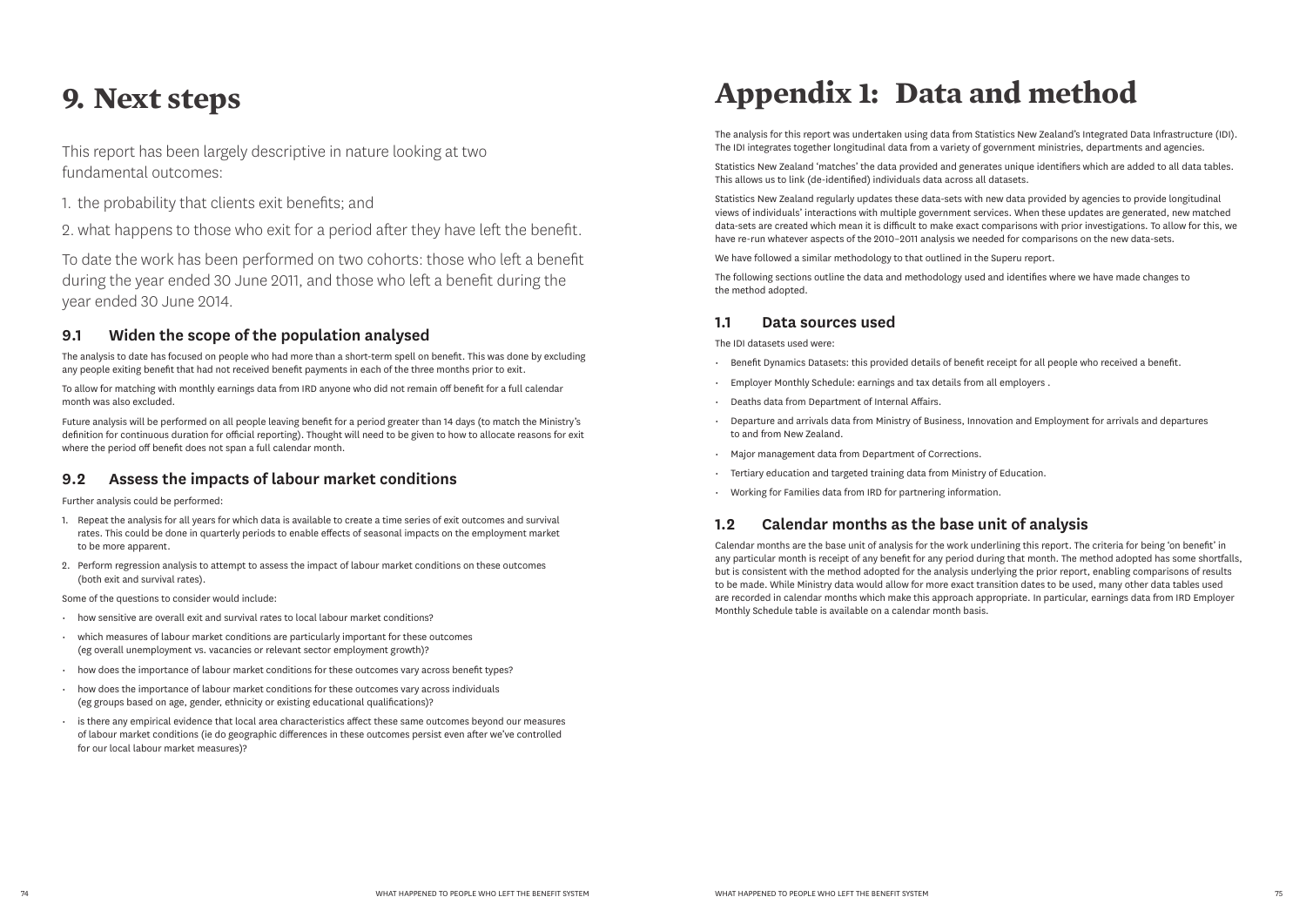# 9. Next steps

This report has been largely descriptive in nature looking at two fundamental outcomes:

1. the probability that clients exit benefits; and
2. what happens to those who exit for a period after they have left the benefit.

To date the work has been performed on two cohorts: those who left a benefit during the year ended 30 June 2011, and those who left a benefit during the year ended 30 June 2014.

## 9.1 Widen the scope of the population analysed

The analysis to date has focused on people who had more than a short-term spell on benefit. This was done by excluding any people exiting benefit that had not received benefit payments in each of the three months prior to exit.

To allow for matching with monthly earnings data from IRD anyone who did not remain off benefit for a full calendar month was also excluded.

Future analysis will be performed on all people leaving benefit for a period greater than 14 days (to match the Ministry's definition for continuous duration for official reporting). Thought will need to be given to how to allocate reasons for exit where the period off benefit does not span a full calendar month.

## 9.2 Assess the impacts of labour market conditions

Further analysis could be performed:

1. Repeat the analysis for all years for which data is available to create a time series of exit outcomes and survival rates. This could be done in quarterly periods to enable effects of seasonal impacts on the employment market to be more apparent.
2. Perform regression analysis to attempt to assess the impact of labour market conditions on these outcomes (both exit and survival rates).

Some of the questions to consider would include:

- how sensitive are overall exit and survival rates to local labour market conditions?
- which measures of labour market conditions are particularly important for these outcomes (eg overall unemployment vs. vacancies or relevant sector employment growth)?
- how does the importance of labour market conditions for these outcomes vary across benefit types?
- how does the importance of labour market conditions for these outcomes vary across individuals (eg groups based on age, gender, ethnicity or existing educational qualifications)?
- is there any empirical evidence that local area characteristics affect these same outcomes beyond our measures of labour market conditions (ie do geographic differences in these outcomes persist even after we've controlled for our local labour market measures)?

# Appendix 1: Data and method

The analysis for this report was undertaken using data from Statistics New Zealand's Integrated Data Infrastructure (IDI). The IDI integrates together longitudinal data from a variety of government ministries, departments and agencies.

Statistics New Zealand 'matches' the data provided and generates unique identifiers which are added to all data tables. This allows us to link (de-identified) individuals data across all datasets.

Statistics New Zealand regularly updates these data-sets with new data provided by agencies to provide longitudinal views of individuals' interactions with multiple government services. When these updates are generated, new matched data-sets are created which mean it is difficult to make exact comparisons with prior investigations. To allow for this, we have re-run whatever aspects of the 2010–2011 analysis we needed for comparisons on the new data-sets.

We have followed a similar methodology to that outlined in the Superu report.

The following sections outline the data and methodology used and identifies where we have made changes to the method adopted.

## 1.1 Data sources used

The IDI datasets used were:

- Benefit Dynamics Datasets: this provided details of benefit receipt for all people who received a benefit.
- Employer Monthly Schedule: earnings and tax details from all employers .
- Deaths data from Department of Internal Affairs.
- Departure and arrivals data from Ministry of Business, Innovation and Employment for arrivals and departures to and from New Zealand.
- Major management data from Department of Corrections.
- Tertiary education and targeted training data from Ministry of Education.
- Working for Families data from IRD for partnering information.

## 1.2 Calendar months as the base unit of analysis

Calendar months are the base unit of analysis for the work underlining this report. The criteria for being 'on benefit' in any particular month is receipt of any benefit for any period during that month. The method adopted has some shortfalls, but is consistent with the method adopted for the analysis underlying the prior report, enabling comparisons of results to be made. While Ministry data would allow for more exact transition dates to be used, many other data tables used are recorded in calendar months which make this approach appropriate. In particular, earnings data from IRD Employer Monthly Schedule table is available on a calendar month basis.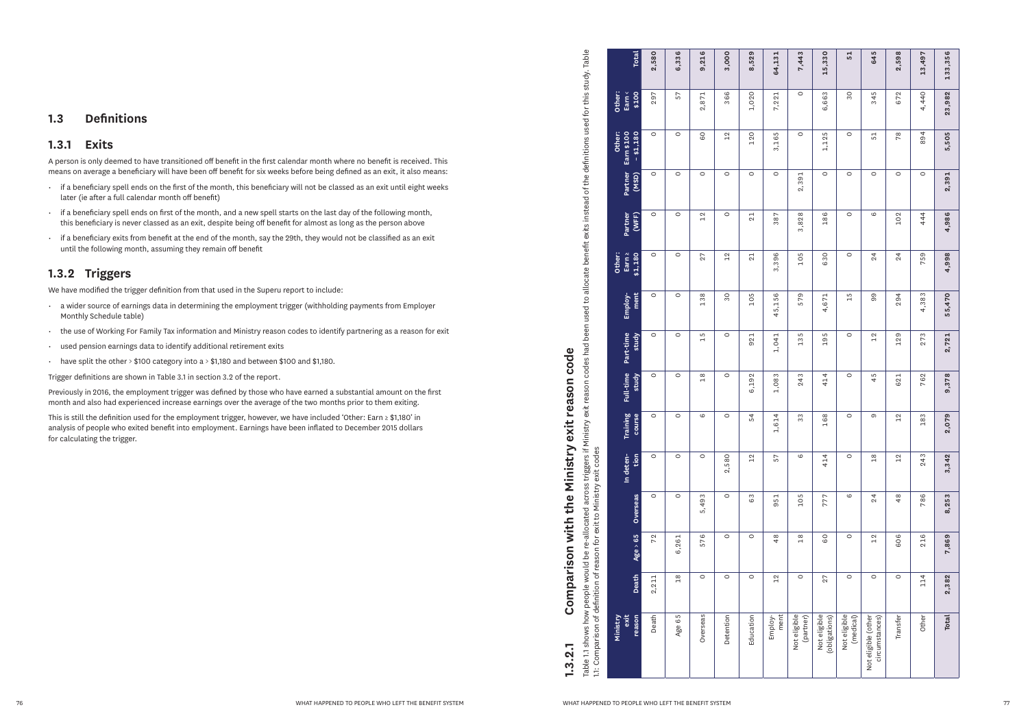## 1.3 Definitions

### 1.3.1 Exits

A person is only deemed to have transitioned off benefit in the first calendar month where no benefit is received. This means on average a beneficiary will have been off benefit for six weeks before being defined as an exit, it also means:

- if a beneficiary spell ends on the first of the month, this beneficiary will not be classed as an exit until eight weeks later (ie after a full calendar month off benefit)
- if a beneficiary spell ends on first of the month, and a new spell starts on the last day of the following month, this beneficiary is never classed as an exit, despite being off benefit for almost as long as the person above
- if a beneficiary exits from benefit at the end of the month, say the 29th, they would not be classified as an exit until the following month, assuming they remain off benefit

### 1.3.2 Triggers

We have modified the trigger definition from that used in the Superu report to include:

- a wider source of earnings data in determining the employment trigger (withholding payments from Employer Monthly Schedule table)
- the use of Working For Family Tax information and Ministry reason codes to identify partnering as a reason for exit
- used pension earnings data to identify additional retirement exits
- have split the other > $100 category into a > $1,180 and between $100 and $1,180.

Trigger definitions are shown in Table 3.1 in section 3.2 of the report.

Previously in 2016, the employment trigger was defined by those who have earned a substantial amount on the first month and also had experienced increase earnings over the average of the two months prior to them exiting.

This is still the definition used for the employment trigger, however, we have included 'Other: Earn ≥ $1,180' in analysis of people who exited benefit into employment. Earnings have been inflated to December 2015 dollars for calculating the trigger.

#### 1.3.2.1 Comparison with the Ministry exit reason code

Table 1.1 shows how people would be re-allocated across triggers if Ministry exit reason codes had been used to allocate benefit exits instead of the definitions used for this study. Table 1.1: Comparison of definition of reason for exit to Ministry exit codes

| Ministry exit reason | Death | Age > 65 | Overseas | In detention | Training course | Full-time study | Part-time study | Employment | Other: Earn ≥ $1,180 | Partner (WFF) | Partner (MSD) | Other: Earn $100 – $1,180 | Other: Earn < $100 | Total |
|---|---|---|---|---|---|---|---|---|---|---|---|---|---|---|
| Death | 2,211 | 72 | 0 | 0 | 0 | 0 | 0 | 0 | 0 | 0 | 0 | 0 | 297 | **2,580** |
| Age 65 | 18 | 6,261 | 0 | 0 | 0 | 0 | 0 | 0 | 0 | 0 | 0 | 0 | 57 | **6,336** |
| Overseas | 0 | 576 | 5,493 | 0 | 6 | 18 | 15 | 138 | 27 | 12 | 0 | 60 | 2,871 | **9,216** |
| Detention | 0 | 0 | 0 | 2,580 | 0 | 0 | 0 | 30 | 12 | 0 | 0 | 12 | 366 | **3,000** |
| Education | 0 | 0 | 63 | 12 | 54 | 6,192 | 921 | 105 | 21 | 21 | 0 | 120 | 1,020 | **8,529** |
| Employment | 12 | 48 | 951 | 57 | 1,614 | 1,083 | 1,041 | 45,156 | 3,396 | 387 | 0 | 3,165 | 7,221 | **64,131** |
| Not eligible (partner) | 0 | 18 | 105 | 6 | 33 | 243 | 135 | 579 | 105 | 3,828 | 2,391 | 0 | 0 | **7,443** |
| Not eligible (obligations) | 27 | 60 | 777 | 414 | 168 | 414 | 195 | 4,671 | 630 | 186 | 0 | 1,125 | 6,663 | **15,330** |
| Not eligible (medical) | 0 | 0 | 6 | 0 | 0 | 0 | 0 | 15 | 0 | 0 | 0 | 0 | 30 | **51** |
| Not eligible (other circumstances) | 0 | 12 | 24 | 18 | 9 | 45 | 12 | 99 | 24 | 6 | 0 | 51 | 345 | **645** |
| Transfer | 0 | 606 | 48 | 12 | 12 | 621 | 129 | 294 | 24 | 102 | 0 | 78 | 672 | **2,598** |
| Other | 114 | 216 | 786 | 243 | 183 | 762 | 273 | 4,383 | 759 | 444 | 0 | 894 | 4,440 | **13,497** |
| **Total** | **2,382** | **7,869** | **8,253** | **3,342** | **2,079** | **9,378** | **2,721** | **55,470** | **4,998** | **4,986** | **2,391** | **5,505** | **23,982** | **133,356** |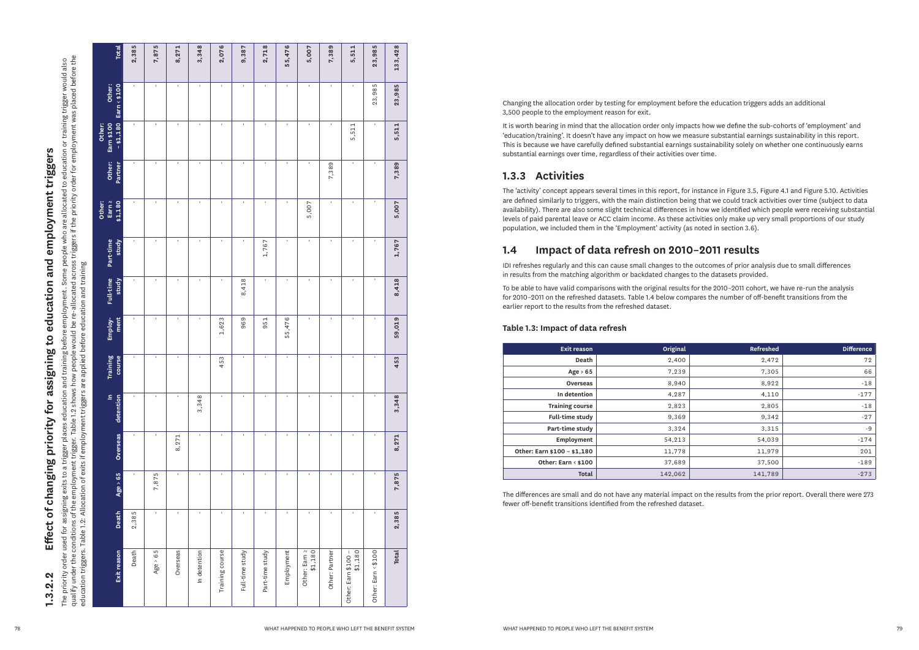## 1.3.2.2 Effect of changing priority for assigning to education and employment triggers

The priority order used for assigning exits to a trigger places education and training before employment. Some people who are allocated to education or training trigger would also qualify under the conditions of the employment trigger. Table 1.2 shows how people would be re-allocated across triggers if the priority order for employment was placed before the education triggers. Table 1.2: Allocation of exits if employment triggers are applied before education and training

| Exit reason | Death | Age > 65 | Overseas | In detention | Training course | Employment | Full-time study | Part-time study | Other: Earn ≥ $1,180 | Other: Partner | Other: Earn $100 – $1,180 | Other: Earn < $100 | Total |
|---|---|---|---|---|---|---|---|---|---|---|---|---|---|
| Death | 2,385 | - | - | - | - | - | - | - | - | - | - | - | 2,385 |
| Age > 65 | - | 7,875 | - | - | - | - | - | - | - | - | - | - | 7,875 |
| Overseas | - | - | 8,271 | - | - | - | - | - | - | - | - | - | 8,271 |
| In detention | - | - | - | 3,348 | - | - | - | - | - | - | - | - | 3,348 |
| Training course | - | - | - | - | 453 | 1,623 | - | - | - | - | - | - | 2,076 |
| Full-time study | - | - | - | - | - | 969 | 8,418 | - | - | - | - | - | 9,387 |
| Part-time study | - | - | - | - | - | 951 | - | 1,767 | - | - | - | - | 2,718 |
| Employment | - | - | - | - | - | 55,476 | - | - | - | - | - | - | 55,476 |
| Other: Earn ≥ $1,180 | - | - | - | - | - | - | - | - | 5,007 | - | - | - | 5,007 |
| Other: Partner | - | - | - | - | - | - | - | - | - | 7,389 | - | - | 7,389 |
| Other: Earn $100 – $1,180 | - | - | - | - | - | - | - | - | - | - | 5,511 | - | 5,511 |
| Other: Earn < $100 | - | - | - | - | - | - | - | - | - | - | - | 23,985 | 23,985 |
| **Total** | **2,385** | **7,875** | **8,271** | **3,348** | **453** | **59,019** | **8,418** | **1,767** | **5,007** | **7,389** | **5,511** | **23,985** | **133,428** |

Changing the allocation order by testing for employment before the education triggers adds an additional 3,500 people to the employment reason for exit.

It is worth bearing in mind that the allocation order only impacts how we define the sub-cohorts of 'employment' and 'education/training'. It doesn't have any impact on how we measure substantial earnings sustainability in this report. This is because we have carefully defined substantial earnings sustainability solely on whether one continuously earns substantial earnings over time, regardless of their activities over time.

## 1.3.3 Activities

The 'activity' concept appears several times in this report, for instance in Figure 3.5, Figure 4.1 and Figure 5.10. Activities are defined similarly to triggers, with the main distinction being that we could track activities over time (subject to data availability). There are also some slight technical differences in how we identified which people were receiving substantial levels of paid parental leave or ACC claim income. As these activities only make up very small proportions of our study population, we included them in the 'Employment' activity (as noted in section 3.6).

## 1.4 Impact of data refresh on 2010–2011 results

IDI refreshes regularly and this can cause small changes to the outcomes of prior analysis due to small differences in results from the matching algorithm or backdated changes to the datasets provided.

To be able to have valid comparisons with the original results for the 2010–2011 cohort, we have re-run the analysis for 2010–2011 on the refreshed datasets. Table 1.4 below compares the number of off-benefit transitions from the earlier report to the results from the refreshed dataset.

**Table 1.3: Impact of data refresh**

| Exit reason | Original | Refreshed | Difference |
|---|---|---|---|
| Death | 2,400 | 2,472 | 72 |
| Age > 65 | 7,239 | 7,305 | 66 |
| Overseas | 8,940 | 8,922 | -18 |
| In detention | 4,287 | 4,110 | -177 |
| Training course | 2,823 | 2,805 | -18 |
| Full-time study | 9,369 | 9,342 | -27 |
| Part-time study | 3,324 | 3,315 | -9 |
| Employment | 54,213 | 54,039 | -174 |
| Other: Earn $100 – $1,180 | 11,778 | 11,979 | 201 |
| Other: Earn < $100 | 37,689 | 37,500 | -189 |
| **Total** | 142,062 | 141,789 | -273 |

The differences are small and do not have any material impact on the results from the prior report. Overall there were 273 fewer off-benefit transitions identified from the refreshed dataset.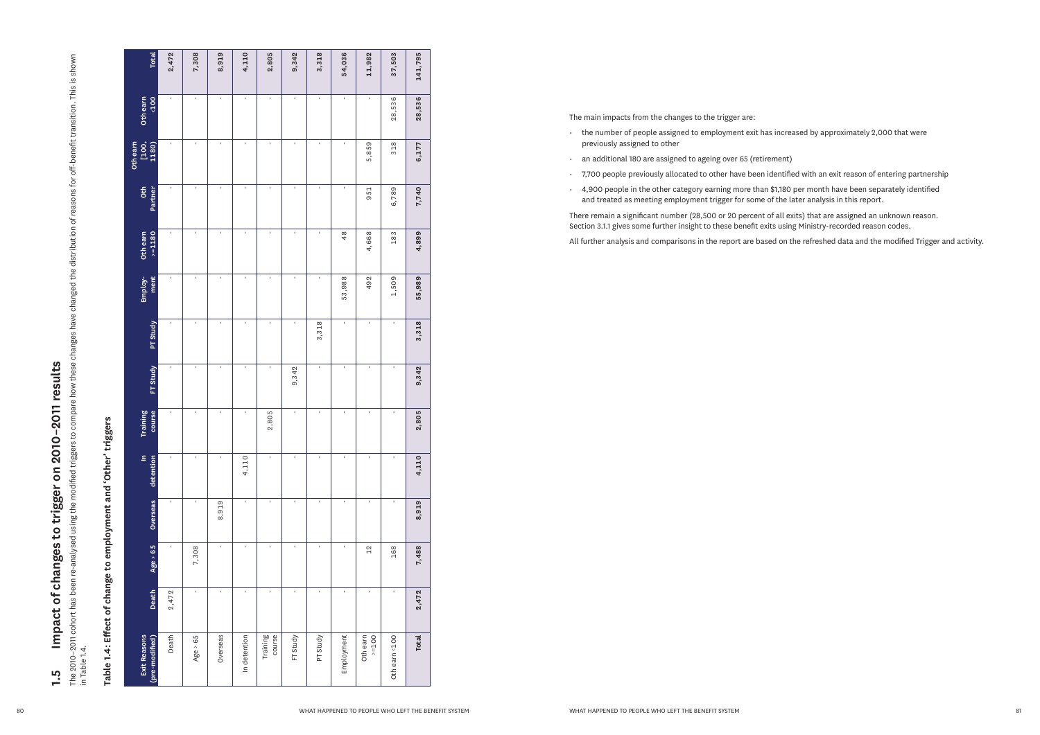## 1.5 Impact of changes to trigger on 2010–2011 results

The 2010–2011 cohort has been re-analysed using the modified triggers to compare how these changes have changed the distribution of reasons for off-benefit transition. This is shown in Table 1.4.

### Table 1.4: Effect of change to employment and 'Other' triggers

| Exit Reasons (pre-modified) | Death | Age > 65 | Overseas | In detention | Training course | FT Study | PT Study | Employment | Oth earn >=1180 | Oth Partner | Oth earn [100, 1180) | Oth earn <100 | Total |
|---|---|---|---|---|---|---|---|---|---|---|---|---|---|
| Death | 2,472 | - | - | - | - | - | - | - | - | - | - | - | 2,472 |
| Age > 65 | - | 7,308 | - | - | - | - | - | - | - | - | - | - | 7,308 |
| Overseas | - | - | 8,919 | - | - | - | - | - | - | - | - | - | 8,919 |
| In detention | - | - | - | 4,110 | - | - | - | - | - | - | - | - | 4,110 |
| Training course | - | - | - | - | 2,805 | - | - | - | - | - | - | - | 2,805 |
| FT Study | - | - | - | - | - | 9,342 | - | - | - | - | - | - | 9,342 |
| PT Study | - | - | - | - | - | - | 3,318 | - | - | - | - | - | 3,318 |
| Employment | - | - | - | - | - | - | - | 53,988 | 48 | - | - | - | 54,036 |
| Oth earn >=100 | - | 12 | - | - | - | - | - | 492 | 4,668 | 951 | 5,859 | - | 11,982 |
| Oth earn <100 | - | 168 | - | - | - | - | - | 1,509 | 183 | 6,789 | 318 | 28,536 | 37,503 |
| **Total** | **2,472** | **7,488** | **8,919** | **4,110** | **2,805** | **9,342** | **3,318** | **55,989** | **4,899** | **7,740** | **6,177** | **28,536** | **141,795** |

The main impacts from the changes to the trigger are:

- the number of people assigned to employment exit has increased by approximately 2,000 that were previously assigned to other
- an additional 180 are assigned to ageing over 65 (retirement)
- 7,700 people previously allocated to other have been identified with an exit reason of entering partnership
- 4,900 people in the other category earning more than $1,180 per month have been separately identified and treated as meeting employment trigger for some of the later analysis in this report.

There remain a significant number (28,500 or 20 percent of all exits) that are assigned an unknown reason. Section 3.1.1 gives some further insight to these benefit exits using Ministry-recorded reason codes.

All further analysis and comparisons in the report are based on the refreshed data and the modified Trigger and activity.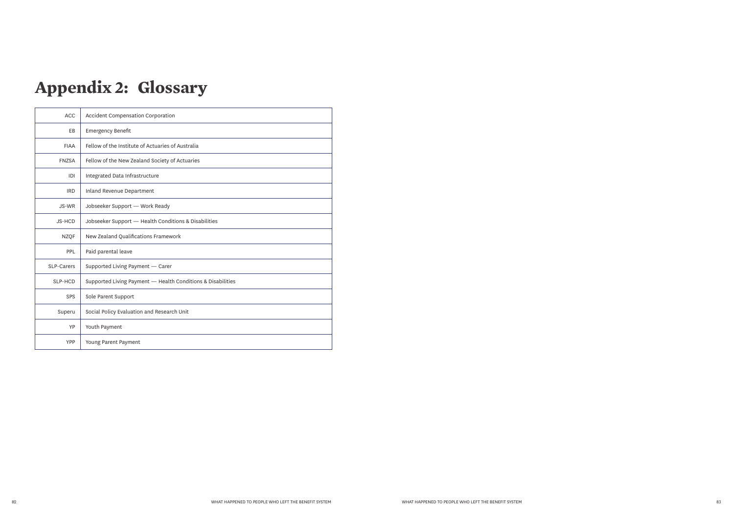# Appendix 2: Glossary

| | |
|---|---|
| ACC | Accident Compensation Corporation |
| EB | Emergency Benefit |
| FIAA | Fellow of the Institute of Actuaries of Australia |
| FNZSA | Fellow of the New Zealand Society of Actuaries |
| IDI | Integrated Data Infrastructure |
| IRD | Inland Revenue Department |
| JS-WR | Jobseeker Support — Work Ready |
| JS-HCD | Jobseeker Support — Health Conditions & Disabilities |
| NZQF | New Zealand Qualifications Framework |
| PPL | Paid parental leave |
| SLP-Carers | Supported Living Payment — Carer |
| SLP-HCD | Supported Living Payment — Health Conditions & Disabilities |
| SPS | Sole Parent Support |
| Superu | Social Policy Evaluation and Research Unit |
| YP | Youth Payment |
| YPP | Young Parent Payment |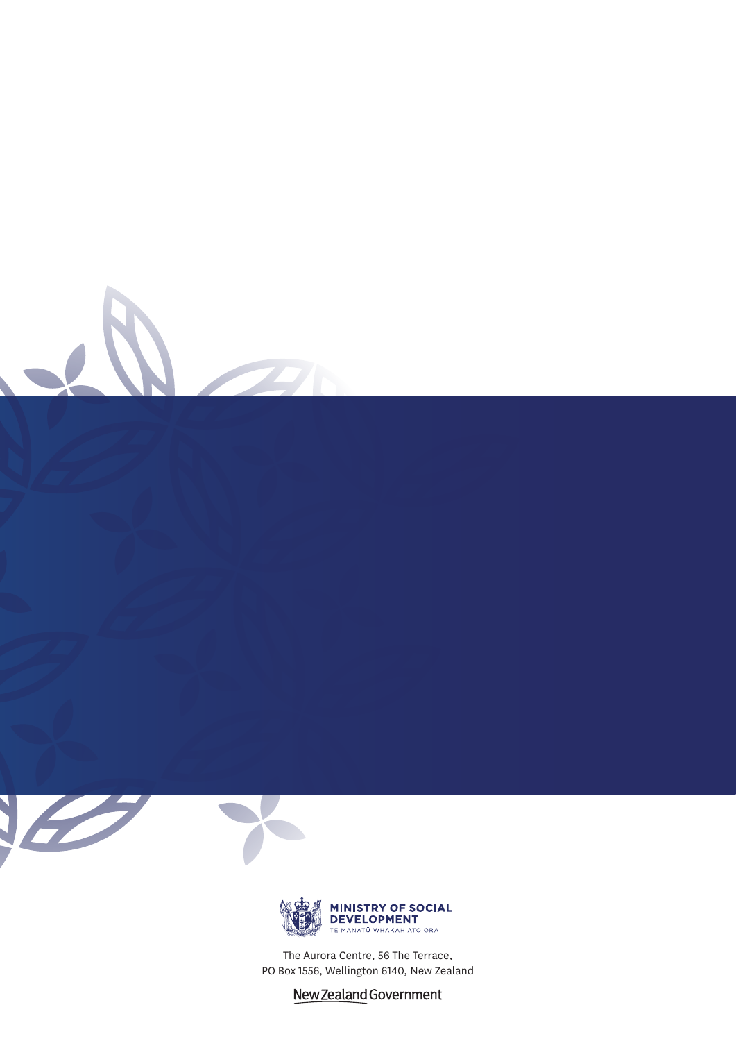MINISTRY OF SOCIAL DEVELOPMENT
TE MANATŪ WHAKAHIATO ORA

The Aurora Centre, 56 The Terrace,
PO Box 1556, Wellington 6140, New Zealand

New Zealand Government